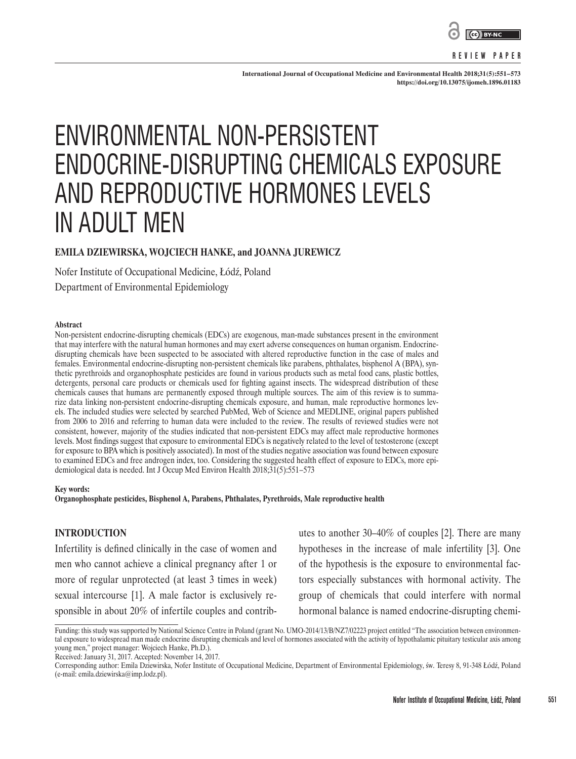REVIEW PAPER

# ENVIRONMENTAL NON-PERSISTENT ENDOCRINE-DISRUPTING CHEMICALS EXPOSURE AND REPRODUCTIVE HORMONES LEVELS IN ADULT MEN

**EMILA DZIEWIRSKA, WOJCIECH HANKE, and JOANNA JUREWICZ**

Nofer Institute of Occupational Medicine, Łódź, Poland
Department of Environmental Epidemiology

**Abstract**

Non-persistent endocrine-disrupting chemicals (EDCs) are exogenous, man-made substances present in the environment that may interfere with the natural human hormones and may exert adverse consequences on human organism. Endocrine-disrupting chemicals have been suspected to be associated with altered reproductive function in the case of males and females. Environmental endocrine-disrupting non-persistent chemicals like parabens, phthalates, bisphenol A (BPA), synthetic pyrethroids and organophosphate pesticides are found in various products such as metal food cans, plastic bottles, detergents, personal care products or chemicals used for fighting against insects. The widespread distribution of these chemicals causes that humans are permanently exposed through multiple sources. The aim of this review is to summarize data linking non-persistent endocrine-disrupting chemicals exposure, and human, male reproductive hormones levels. The included studies were selected by searched PubMed, Web of Science and MEDLINE, original papers published from 2006 to 2016 and referring to human data were included to the review. The results of reviewed studies were not consistent, however, majority of the studies indicated that non-persistent EDCs may affect male reproductive hormones levels. Most findings suggest that exposure to environmental EDCs is negatively related to the level of testosterone (except for exposure to BPA which is positively associated). In most of the studies negative association was found between exposure to examined EDCs and free androgen index, too. Considering the suggested health effect of exposure to EDCs, more epidemiological data is needed. Int J Occup Med Environ Health 2018;31(5):551–573

**Key words:**
**Organophosphate pesticides, Bisphenol A, Parabens, Phthalates, Pyrethroids, Male reproductive health**

## INTRODUCTION

Infertility is defined clinically in the case of women and men who cannot achieve a clinical pregnancy after 1 or more of regular unprotected (at least 3 times in week) sexual intercourse [1]. A male factor is exclusively responsible in about 20% of infertile couples and contributes to another 30–40% of couples [2]. There are many hypotheses in the increase of male infertility [3]. One of the hypothesis is the exposure to environmental factors especially substances with hormonal activity. The group of chemicals that could interfere with normal hormonal balance is named endocrine-disrupting chemi-

Funding: this study was supported by National Science Centre in Poland (grant No. UMO-2014/13/B/NZ7/02223 project entitled "The association between environmental exposure to widespread man made endocrine disrupting chemicals and level of hormones associated with the activity of hypothalamic pituitary testicular axis among young men," project manager: Wojciech Hanke, Ph.D.).
Received: January 31, 2017. Accepted: November 14, 2017.
Corresponding author: Emila Dziewirska, Nofer Institute of Occupational Medicine, Department of Environmental Epidemiology, św. Teresy 8, 91-348 Łódź, Poland (e-mail: emila.dziewirska@imp.lodz.pl).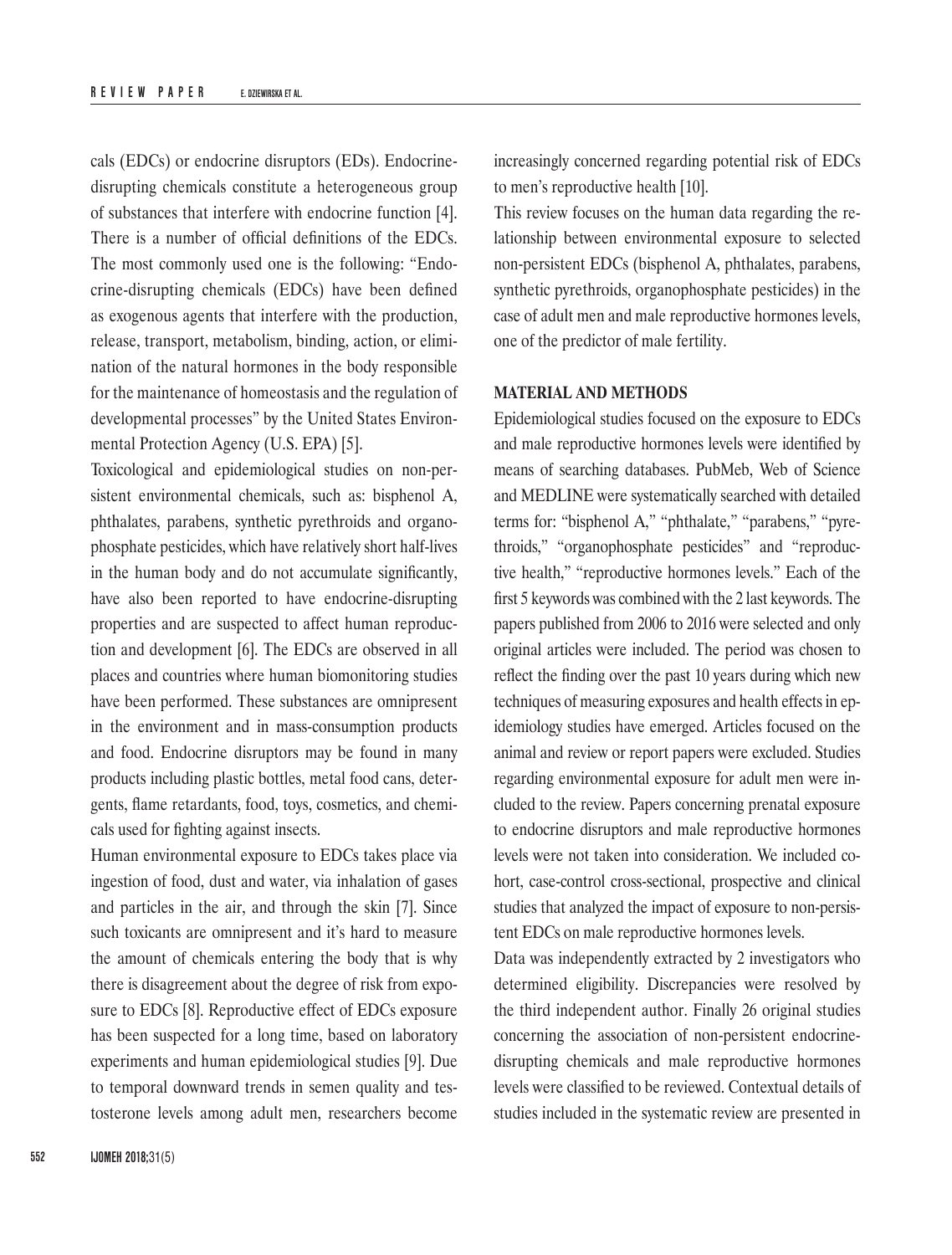cals (EDCs) or endocrine disruptors (EDs). Endocrine-disrupting chemicals constitute a heterogeneous group of substances that interfere with endocrine function [4]. There is a number of official definitions of the EDCs. The most commonly used one is the following: "Endocrine-disrupting chemicals (EDCs) have been defined as exogenous agents that interfere with the production, release, transport, metabolism, binding, action, or elimination of the natural hormones in the body responsible for the maintenance of homeostasis and the regulation of developmental processes" by the United States Environmental Protection Agency (U.S. EPA) [5].

Toxicological and epidemiological studies on non-persistent environmental chemicals, such as: bisphenol A, phthalates, parabens, synthetic pyrethroids and organophosphate pesticides, which have relatively short half-lives in the human body and do not accumulate significantly, have also been reported to have endocrine-disrupting properties and are suspected to affect human reproduction and development [6]. The EDCs are observed in all places and countries where human biomonitoring studies have been performed. These substances are omnipresent in the environment and in mass-consumption products and food. Endocrine disruptors may be found in many products including plastic bottles, metal food cans, detergents, flame retardants, food, toys, cosmetics, and chemicals used for fighting against insects.

Human environmental exposure to EDCs takes place via ingestion of food, dust and water, via inhalation of gases and particles in the air, and through the skin [7]. Since such toxicants are omnipresent and it's hard to measure the amount of chemicals entering the body that is why there is disagreement about the degree of risk from exposure to EDCs [8]. Reproductive effect of EDCs exposure has been suspected for a long time, based on laboratory experiments and human epidemiological studies [9]. Due to temporal downward trends in semen quality and testosterone levels among adult men, researchers become increasingly concerned regarding potential risk of EDCs to men's reproductive health [10].

This review focuses on the human data regarding the relationship between environmental exposure to selected non-persistent EDCs (bisphenol A, phthalates, parabens, synthetic pyrethroids, organophosphate pesticides) in the case of adult men and male reproductive hormones levels, one of the predictor of male fertility.

## MATERIAL AND METHODS

Epidemiological studies focused on the exposure to EDCs and male reproductive hormones levels were identified by means of searching databases. PubMeb, Web of Science and MEDLINE were systematically searched with detailed terms for: "bisphenol A," "phthalate," "parabens," "pyrethroids," "organophosphate pesticides" and "reproductive health," "reproductive hormones levels." Each of the first 5 keywords was combined with the 2 last keywords. The papers published from 2006 to 2016 were selected and only original articles were included. The period was chosen to reflect the finding over the past 10 years during which new techniques of measuring exposures and health effects in epidemiology studies have emerged. Articles focused on the animal and review or report papers were excluded. Studies regarding environmental exposure for adult men were included to the review. Papers concerning prenatal exposure to endocrine disruptors and male reproductive hormones levels were not taken into consideration. We included cohort, case-control cross-sectional, prospective and clinical studies that analyzed the impact of exposure to non-persistent EDCs on male reproductive hormones levels.

Data was independently extracted by 2 investigators who determined eligibility. Discrepancies were resolved by the third independent author. Finally 26 original studies concerning the association of non-persistent endocrine-disrupting chemicals and male reproductive hormones levels were classified to be reviewed. Contextual details of studies included in the systematic review are presented in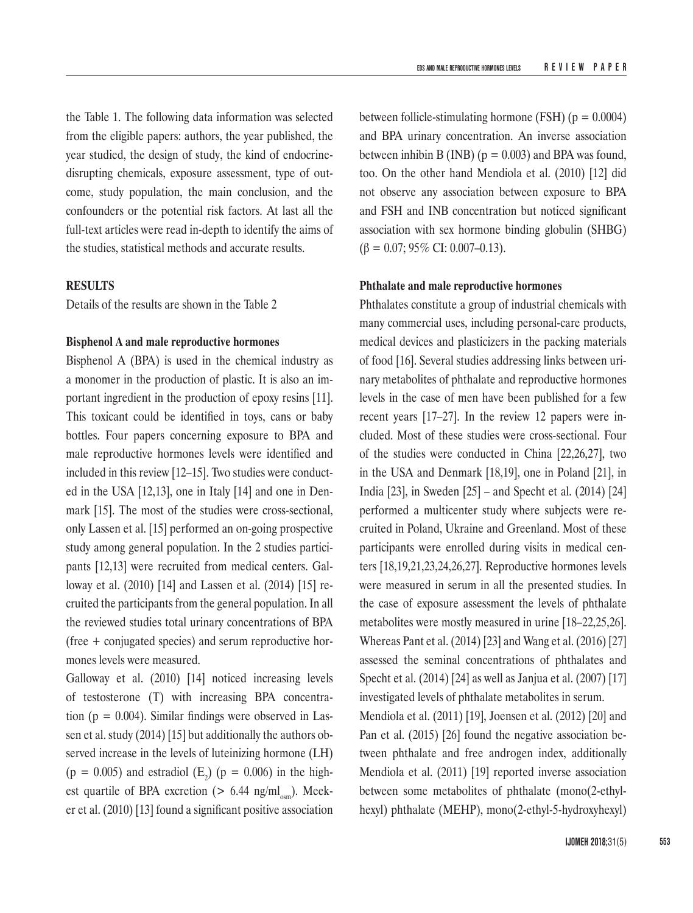the Table 1. The following data information was selected from the eligible papers: authors, the year published, the year studied, the design of study, the kind of endocrine-disrupting chemicals, exposure assessment, type of outcome, study population, the main conclusion, and the confounders or the potential risk factors. At last all the full-text articles were read in-depth to identify the aims of the studies, statistical methods and accurate results.

## RESULTS

Details of the results are shown in the Table 2

### Bisphenol A and male reproductive hormones

Bisphenol A (BPA) is used in the chemical industry as a monomer in the production of plastic. It is also an important ingredient in the production of epoxy resins [11]. This toxicant could be identified in toys, cans or baby bottles. Four papers concerning exposure to BPA and male reproductive hormones levels were identified and included in this review [12–15]. Two studies were conducted in the USA [12,13], one in Italy [14] and one in Denmark [15]. The most of the studies were cross-sectional, only Lassen et al. [15] performed an on-going prospective study among general population. In the 2 studies participants [12,13] were recruited from medical centers. Galloway et al. (2010) [14] and Lassen et al. (2014) [15] recruited the participants from the general population. In all the reviewed studies total urinary concentrations of BPA (free + conjugated species) and serum reproductive hormones levels were measured.

Galloway et al. (2010) [14] noticed increasing levels of testosterone (T) with increasing BPA concentration ($p = 0.004$). Similar findings were observed in Lassen et al. study (2014) [15] but additionally the authors observed increase in the levels of luteinizing hormone (LH) ($p = 0.005$) and estradiol ($E_2$) ($p = 0.006$) in the highest quartile of BPA excretion ($> 6.44$ ng/ml$_{osm}$). Meeker et al. (2010) [13] found a significant positive association between follicle-stimulating hormone (FSH) ($p = 0.0004$) and BPA urinary concentration. An inverse association between inhibin B (INB) ($p = 0.003$) and BPA was found, too. On the other hand Mendiola et al. (2010) [12] did not observe any association between exposure to BPA and FSH and INB concentration but noticed significant association with sex hormone binding globulin (SHBG) ($\beta = 0.07$; 95% CI: 0.007–0.13).

### Phthalate and male reproductive hormones

Phthalates constitute a group of industrial chemicals with many commercial uses, including personal-care products, medical devices and plasticizers in the packing materials of food [16]. Several studies addressing links between urinary metabolites of phthalate and reproductive hormones levels in the case of men have been published for a few recent years [17–27]. In the review 12 papers were included. Most of these studies were cross-sectional. Four of the studies were conducted in China [22,26,27], two in the USA and Denmark [18,19], one in Poland [21], in India [23], in Sweden [25] – and Specht et al. (2014) [24] performed a multicenter study where subjects were recruited in Poland, Ukraine and Greenland. Most of these participants were enrolled during visits in medical centers [18,19,21,23,24,26,27]. Reproductive hormones levels were measured in serum in all the presented studies. In the case of exposure assessment the levels of phthalate metabolites were mostly measured in urine [18–22,25,26]. Whereas Pant et al. (2014) [23] and Wang et al. (2016) [27] assessed the seminal concentrations of phthalates and Specht et al. (2014) [24] as well as Janjua et al. (2007) [17] investigated levels of phthalate metabolites in serum.

Mendiola et al. (2011) [19], Joensen et al. (2012) [20] and Pan et al. (2015) [26] found the negative association between phthalate and free androgen index, additionally Mendiola et al. (2011) [19] reported inverse association between some metabolites of phthalate (mono(2-ethylhexyl) phthalate (MEHP), mono(2-ethyl-5-hydroxyhexyl)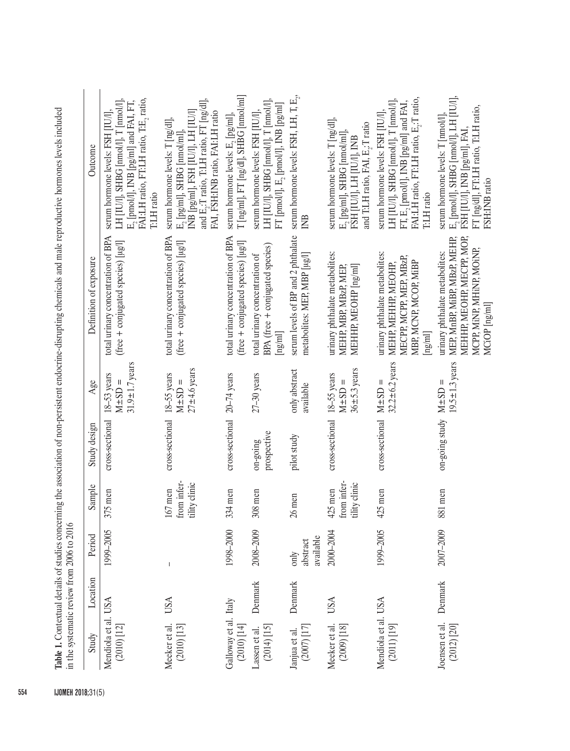**Table 1.** Contextual details of studies concerning the association of non-persistent endocrine-disrupting chemicals and male reproductive hormones levels included in the systematic review from 2006 to 2016

| Study | Location | Period | Sample | Study design | Age | Definition of exposure | Outcome |
|---|---|---|---|---|---|---|---|
| Mendiola et al. (2010) [12] | USA | 1999–2005 | 375 men | cross-sectional | 18–53 years M±SD = 31.9±1.7 years | total urinary concentration of BPA (free + conjugated species) [μg/l] | serum hormone levels: FSH [IU/l], LH [IU/l], SHBG [nmol/l], T [nmol/l], $E_2$ [pmol/l], INB [pg/ml] and FAI, FT, FAI:LH ratio, FT:LH ratio, T:$E_2$ ratio, T:LH ratio |
| Meeker et al. (2010) [13] | USA | – | 167 men from infertility clinic | cross-sectional | 18–55 years M±SD = 27±4.6 years | total urinary concentration of BPA (free + conjugated species) [μg/l] | serum hormone levels: T [ng/dl], $E_2$ [pg/ml], SHBG [nmol/ml], INB [pg/ml], FSH [IU/l], LH [IU/l] and $E_2$:T ratio, T:LH ratio, FT [ng/dl], FAI, FSH:INB ratio, FAI:LH ratio |
| Galloway et al. (2010) [14] | Italy | 1998–2000 | 334 men | cross-sectional | 20–74 years | total urinary concentration of BPA (free + conjugated species) [μg/l] | serum hormone levels: $E_2$ [pg/ml], T [ng/ml], FT [ng/dl], SHBG [nmol/ml] |
| Lassen et al. (2014) [15] | Denmark | 2008–2009 | 308 men | on-going prospective | 27–30 years | total urinary concentration of BPA (free + conjugated species) [ng/ml] | serum hormone levels: FSH [IU/l], LH [IU/l], SHBG [nmol/l], T [nmol/l], FT [pmol/l], $E_2$ [pmol/l], INB [pg/ml] |
| Janjua et al. (2007) [17] | Denmark | only abstract available | 26 men | pilot study | only abstract available | serum levels of BP and 2 phthalate metabolites: MEP, MBP [μg/l] | serum hormone levels: FSH, LH, T, $E_2$, INB |
| Meeker et al. (2009) [18] | USA | 2000–2004 | 425 men from infertility clinic | cross-sectional | 18–55 years M±SD = 36±5.3 years | urinary phthalate metabolites: MEHP, MBP, MBzP, MEP, MEHHP, MEOHP [ng/ml] | serum hormone levels: T [ng/dl], $E_2$ [pg/ml], SHBG [nmol/ml], FSH [IU/l], LH [IU/l], INB and T:LH ratio, FAI, $E_2$:T ratio |
| Mendiola et al. (2011) [19] | USA | 1999–2005 | 425 men | cross-sectional | M±SD = 32.2±6.2 years | urinary phthalate metabolites: MEHP, MEHHP, MEOHP, MECPP, MCPP, MEP, MBzP, MBP, MCNP, MCOP, MiBP [ng/ml] | serum hormone levels: FSH [IU/l], LH [IU/l], SHBG [nmol/l], T [nmol/l], FT, $E_2$ [pmol/l], INB [pg/ml] and FAI, FAI:LH ratio, FT:LH ratio, $E_2$:T ratio, T:LH ratio |
| Joensen et al. (2012) [20] | Denmark | 2007–2009 | 881 men | on-going study | M±SD = 19.5±1.3 years | urinary phthalate metabolites: MEP, MnBP, MiBP, MBzP, MEHP, MEHHP, MEOHP, MECPP, MOP, MCPP, MiNP, MHiNP, MOiNP, MCiOP [ng/ml] | serum hormone levels: T [nmol/l], $E_2$ [pmol/l], SHBG [nmol/l], LH [IU/l], FSH [IU/l], INB [pg/ml], FAI, FT [ng/dl], FT:LH ratio, T:LH ratio, FSH:INB ratio |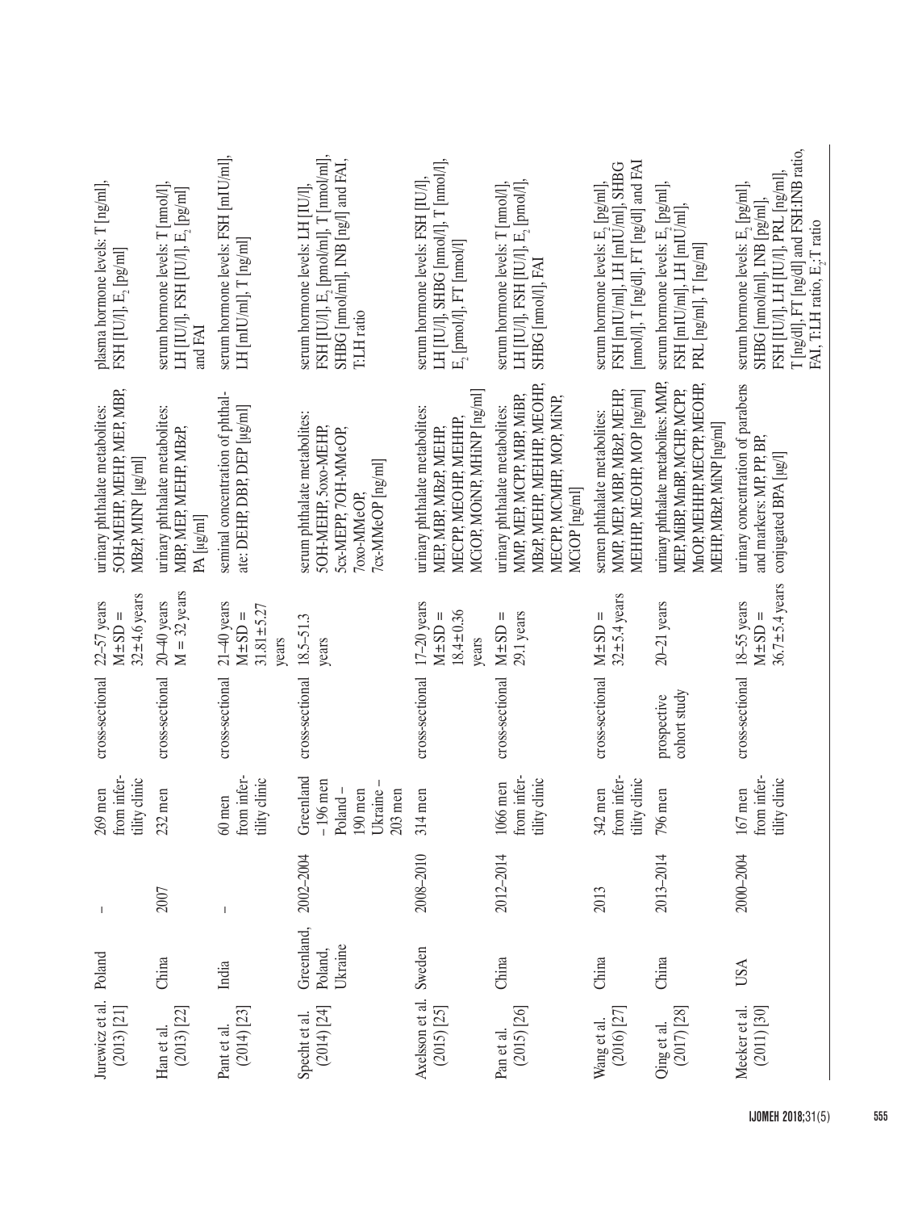| | | | | | | | |
|---|---|---|---|---|---|---|---|
| Jurewicz et al. (2013) [21] | Poland | – | 269 men from infertility clinic | cross-sectional | 22–57 years M±SD = 32±4.6 years | urinary phthalate metabolites: 5OH-MEHP, MEHP, MEP, MBP, MBzP, MINP [μg/ml] | plasma hormone levels: T [ng/ml], FSH [IU/l], $E_2$ [pg/ml] |
| Han et al. (2013) [22] | China | 2007 | 232 men | cross-sectional | 20–40 years M = 32 years | urinary phthalate metabolites: MBP, MEP, MEHP, MBzP, PA [μg/ml] | serum hormone levels: T [nmol/l], LH [IU/l], FSH [IU/l], $E_2$ [pg/ml] and FAI |
| Pant et al. (2014) [23] | India | – | 60 men from infertility clinic | cross-sectional | 21–40 years M±SD = 31.81±5.27 years | seminal concentration of phthalate: DEHP, DBP, DEP [μg/ml] | serum hormone levels: FSH [mIU/ml], LH [mIU/ml], T [ng/ml] |
| Specht et al. (2014) [24] | Greenland, Poland, Ukraine | 2002–2004 | Greenland – 196 men Poland – 190 men Ukraine – 203 men | cross-sectional | 18.5–51.3 years | serum phthalate metabolites: 5OH-MEHP, 5oxo-MEHP, 5cx-MEPP, 7OH-MMeOP, 7oxo-MMeOP, 7cx-MMeOP [ng/ml] | serum hormone levels: LH [IU/l], FSH [IU/l], $E_2$ [pmol/ml], T [nmol/ml], SHBG [nmol/ml], INB [ng/l] and FAI, T:LH ratio |
| Axelsson et al. (2015) [25] | Sweden | 2008–2010 | 314 men | cross-sectional | 17–20 years M±SD = 18.4±0.36 years | urinary phthalate metabolites: MEP, MBP, MBzP, MEHP, MECPP, MEOHP, MEHHP, MCiOP, MOiNP, MHiNP [ng/ml] | serum hormone levels: FSH [IU/l], LH [IU/l], SHBG [nmol/l], T [nmol/l], $E_2$ [pmol/l], FT [nmol/l] |
| Pan et al. (2015) [26] | China | 2012–2014 | 1066 men from infertility clinic | cross-sectional | M±SD = 29.1 years | urinary phthalate metabolites: MMP, MEP, MCPP, MBP, MiBP, MBzP, MEHP, MEHHP, MEOHP, MECPP, MCMHP, MOP, MiNP, MCiOP [ng/ml] | serum hormone levels: T [nmol/l], LH [IU/l], FSH [IU/l], $E_2$ [pmol/l], SHBG [nmol/l], FAI |
| Wang et al. (2016) [27] | China | 2013 | 342 men from infertility clinic | cross-sectional | M±SD = 32±5.4 years | semen phthalate metabolites: MMP, MEP, MBP, MBzP, MEHP, MEHHP, MEOHP, MOP [ng/ml] | serum hormone levels: $E_2$ [pg/ml], FSH [mIU/ml], LH [mIU/ml], SHBG [nmol/l], T [ng/dl], FT [ng/dl] and FAI |
| Qing et al. (2017) [28] | China | 2013–2014 | 796 men | prospective cohort study | 20–21 years | urinary phthalate metabolites: MMP, MEP, MiBP, MnBP, MCHP, MCPP, MnOP, MEHHP, MECPP, MEOHP, MEHP, MBzP, MiNP [ng/ml] | serum hormone levels: $E_2$ [pg/ml], FSH [mIU/ml], LH [mIU/ml], PRL [ng/ml], T [ng/ml] |
| Meeker et al. (2011) [30] | USA | 2000–2004 | 167 men from infertility clinic | cross-sectional | 18–55 years M±SD = 36.7±5.4 years | urinary concentration of parabens and markers: MP, PP, BP, conjugated BPA [μg/l] | serum hormone levels: $E_2$ [pg/ml], SHBG [nmol/ml], INB [pg/ml], FSH [IU/l], LH [IU/l], PRL [ng/ml], T [ng/dl], FT [ng/dl] and FSH:INB ratio, FAI, T:LH ratio, $E_2$:T ratio |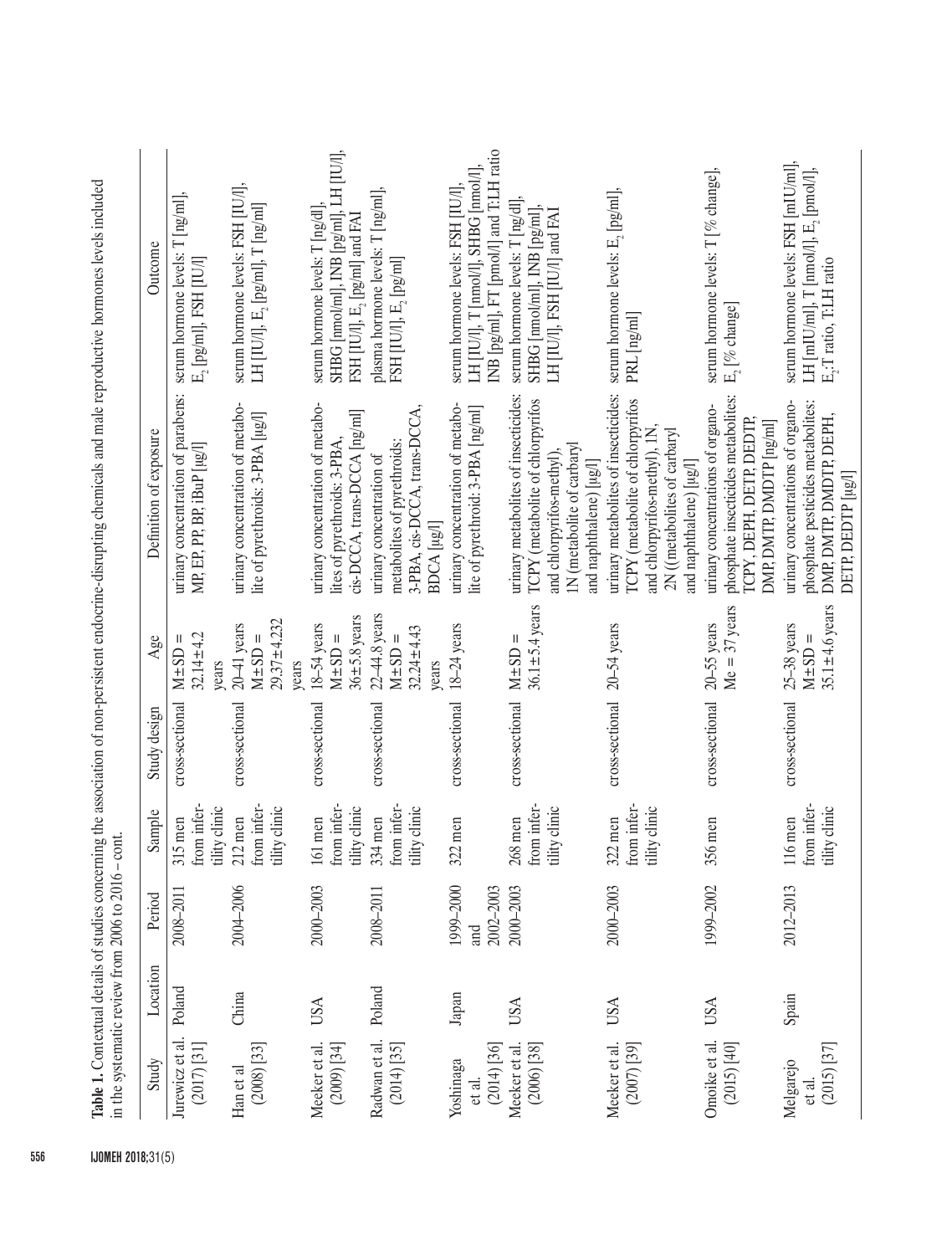**Table 1.** Contextual details of studies concerning the association of non-persistent endocrine-disrupting chemicals and male reproductive hormones levels included in the systematic review from 2006 to 2016 – cont.

| Study | Location | Period | Sample | Study design | Age | Definition of exposure | Outcome |
|---|---|---|---|---|---|---|---|
| Jurewicz et al. (2017) [31] | Poland | 2008–2011 | 315 men from infertility clinic | cross-sectional | M±SD = 32.14±4.2 years | urinary concentration of parabens: MP, EP, PP, BP, iBuP [μg/l] | serum hormone levels: T [ng/ml], $E_2$ [pg/ml], FSH [IU/l] |
| Han et al (2008) [33] | China | 2004–2006 | 212 men from infertility clinic | cross-sectional | 20–41 years M±SD = 29.37±4.232 years | urinary concentration of metabolite of pyrethroids: 3-PBA [μg/l] | serum hormone levels: FSH [IU/l], LH [IU/l], $E_2$ [pg/ml], T [ng/ml] |
| Meeker et al. (2009) [34] | USA | 2000–2003 | 161 men from infertility clinic | cross-sectional | 18–54 years M±SD = 36±5.8 years | urinary concentration of metabolites of pyrethroids: 3-PBA, cis-DCCA, trans-DCCA [ng/ml] | serum hormone levels: T [ng/dl], SHBG [nmol/ml], INB [pg/ml], LH [IU/l], FSH [IU/l], $E_2$ [pg/ml] and FAI |
| Radwan et al. (2014) [35] | Poland | 2008–2011 | 334 men from infertility clinic | cross-sectional | 22–44.8 years M±SD = 32.24±4.43 years | urinary concentration of metabolites of pyrethroids: 3-PBA, cis-DCCA, trans-DCCA, BDCA [μg/l] | plasma hormone levels: T [ng/ml], FSH [IU/l], $E_2$ [pg/ml] |
| Yoshinaga et al. (2014) [36] | Japan | 1999–2000 and 2002–2003 | 322 men | cross-sectional | 18–24 years | urinary concentration of metabolite of pyrethroid: 3-PBA [ng/ml] | serum hormone levels: FSH [IU/l], LH [IU/l], T [nmol/l], SHBG [nmol/l], INB [pg/ml], FT [pmol/l] and T:LH ratio |
| Meeker et al. (2006) [38] | USA | 2000–2003 | 268 men from infertility clinic | cross-sectional | M±SD = 36.1±5.4 years | urinary metabolites of insecticides: TCPY (metabolite of chlorpyrifos and chlorpyrifos-methyl), 1N (metabolite of carbaryl and naphthalene) [μg/l] | serum hormone levels: T [ng/dl], SHBG [nmol/ml], INB [pg/ml], LH [IU/l], FSH [IU/l] and FAI |
| Meeker et al. (2007) [39] | USA | 2000–2003 | 322 men from infertility clinic | cross-sectional | 20–54 years | urinary metabolites of insecticides: TCPY (metabolite of chlorpyrifos and chlorpyrifos-methyl), 1N, 2N ((metabolites of carbaryl and naphthalene) [μg/l] | serum hormone levels: $E_2$ [pg/ml], PRL [ng/ml] |
| Omoike et al. (2015) [40] | USA | 1999–2002 | 356 men | cross-sectional | 20–55 years Me = 37 years | urinary concentrations of organophosphate insecticides metabolites: TCPY, DEPH, DETP, DEDTP, DMP, DMTP, DMDTP [ng/ml] | serum hormone levels: T [% change], $E_2$ [% change] |
| Melgarejo et al. (2015) [37] | Spain | 2012–2013 | 116 men from infertility clinic | cross-sectional | 25–38 years M±SD = 35.1±4.6 years | urinary concentrations of organophosphate pesticides metabolites: DMP, DMTP, DMDTP, DEPH, DETP, DEDTP [μg/l] | serum hormone levels: FSH [mIU/ml], LH [mIU/ml], T [nmol/l], $E_2$ [pmol/l], $E_2$:T ratio, T:LH ratio |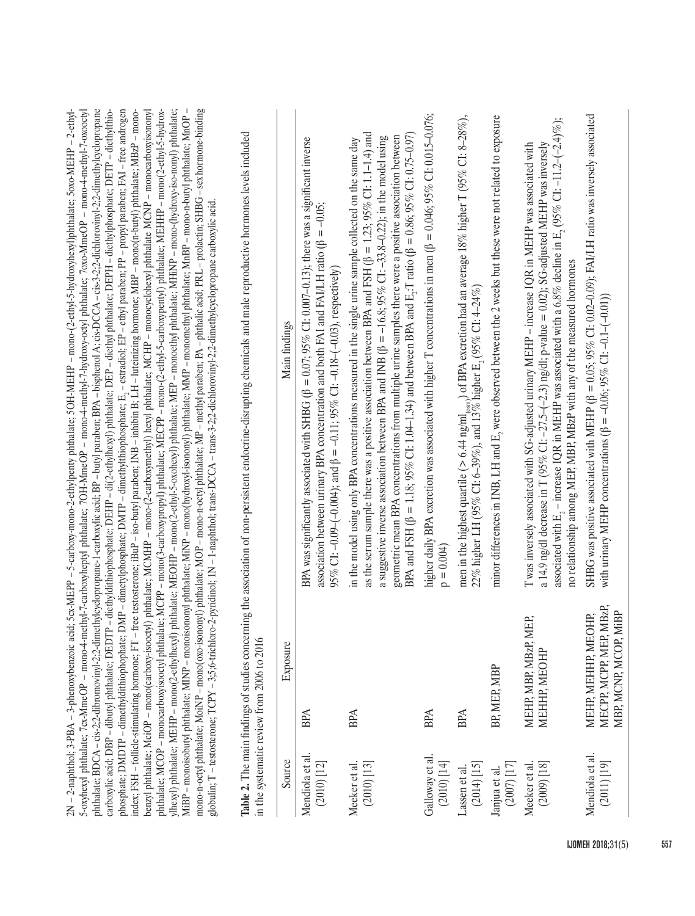2N – 2-naphthol; 3-PBA – 3-phenoxybenzoic acid; 5cx-MEPP – 5-carboxy-mono-2-ethylpenty phthalate; 5OH-MEHP – mono-(2-ethyl-5-hydroxyhexyl)phthalate; 5oxo-MEHP – 2-ethyl-5-oxyhexyl phthalate; 7cx-MmeOP – mono-4-methyl-7-carboxyheptyl phthalate; 7OH-MmeOP – mono-4-methyl-7-hydroxy-octyl phthalate; 7oxo-MmeOP – mono-4-methyl-7-oxooctyl phthalate; BDCA – cis-2;2-dibromovinyl-2;2-dimethylcyclopropane-1-carboxylic acid; BP – butyl paraben; BPA – bisphenol A; cis-DCCA – cis-3-2;2-dichlorovinyl-2;2-dimethylcyclopropane carboxylic acid; DBP – dibutyl phthalate; DEDTP – diethyldithiophosphate; DEHP – di(2-ethylhexyl) phthalate; DEP – diethyl phthalate; DEPH – diethylphosphate; DETP – diethylthiophosphate; DMDTP – dimethyldithiophosphate; DMP – dimetylphosphate; DMTP – dimethylthiophosphate; $E_2$ – estradiol; EP – ethyl paraben; PP – propyl paraben; FAI – free androgen index; FSH – follicle-stimulating hormone; FT – free testosterone; iBuP – iso-butyl paraben; INB – inhibin B; LH – luteinizing hormone; MBP – mono(n-butyl) phthalate; MBzP – mono-benzyl phthalate; MciOP – mono(carboxy-isooctyl) phthalate; MCMHP – mono-(2-carboxymethyl) hexyl phthalate; MCHP – monocyclohexyl phthalate MCNP – monocarboxyisononyl phthalate; MCOP – monocarboxyisooctyl phthalate; MCPP – mono(3-carboxypropyl) phthalate; MECPP – mono-(2-ethyl-5-carboxypentyl) phthalate; MEHHP – mono(2-ethyl-5-hydroxylhexyl) phthalate; MEHP – mono(2-ethylhexyl) phthalate; MEOHP – mono(2-ethyl-5-oxohexyl) phthalate; MEP – monoethyl phthalate; MHiNP – mono-(hydroxy-iso-nonyl) phthalate; MiBP – monoisobutyl phthalate; MINP – monoisononyl phthalate; MiNP – mono(hydroxyl-isononyl) phthalate; MMP – monomethyl phthalate; MnBP – mono-n-butyl phthalate; MnOP – mono-n-octyl phthalate; MoiNP – mono(oxo-isononyl) phthalate; MOP – mono-n-octyl phthalate; MP – methyl paraben; PA – phthalic acid; PRL – prolactin; SHBG – sex hormone-binding globulin; T – testosterone; TCPY – 3;5;6-trichloro-2-pyridinol; 1N – 1-naphthol; trans-DCCA – trans-3-2;2-dichlorovinyl-2;2-dimethylcyclopropane carboxylic acid.

**Table 2.** The main findings of studies concerning the association of non-persistent endocrine-disrupting chemicals and male reproductive hormones levels included in the systematic review from 2006 to 2016

| Source | Exposure | Main findings |
|---|---|---|
| Mendiola et al. (2010) [12] | BPA | BPA was significantly associated with SHBG (β = 0.07; 95% CI: 0.007–0.13); there was a significant inverse association between urinary BPA concentration and both FAI and FAI/LH ratio (β = −0.05; 95% CI: −0.09–(−0.004); and β = −0.11; 95% CI: −0.18–(−0.03), respectively) |
| Meeker et al. (2010) [13] | BPA | in the model using only BPA concentrations measured in the single urine sample collected on the same day as the serum sample there was a positive association between BPA and FSH (β = 1.23; 95% CI: 1.1–1.4) and a suggestive inverse association between BPA and INB (β = −16.8; 95% CI: −33.8–0.22); in the model using geometric mean BPA concentrations from multiple urine samples there were a positive association between BPA and FSH (β = 1.18; 95% CI: 1.04–1.34) and between BPA and $E_2$:T ratio (β = 0.86; 95% CI: 0.75–0.97) |
| Galloway et al. (2010) [14] | BPA | higher daily BPA excretion was associated with higher T concentrations in men (β = 0.046; 95% CI: 0.015–0.076; p = 0.004) |
| Lassen et al. (2014) [15] | BPA | men in the highest quartile (> 6.44 $ng/ml_{(osm)}$) of BPA excretion had an average 18% higher T (95% CI: 8–28%), 22% higher LH (95% CI: 6–39%), and 13% higher $E_2$ (95% CI: 4–24%) |
| Janjua et al. (2007) [17] | BP, MEP, MBP | minor differences in INB, LH and $E_2$ were observed between the 2 weeks but these were not related to exposure |
| Meeker et al. (2009) [18] | MEHP, MBP, MBzP, MEP, MEHHP, MEOHP | T was inversely associated with SG-adjusted urinary MEHP – increase IQR in MEHP was associated with a 14.9 ng/dl decrease in T (95% CI: −27.5–(−2.3) ng/dl; p-value = 0.02); SG-adjusted MEHP was inversely associated with $E_2$ – increase IQR in MEHP was associated with a 6.8% decline in $E_2$ (95% CI: −11.2–(−2.4)%); no relationship among MEP, MBP, MBzP with any of the measured hormones |
| Mendiola et al. (2011) [19] | MEHP, MEHHP, MEOHP, MECPP, MCPP, MEP, MBzP, MBP, MCNP, MCOP, MiBP | SHBG was positive associated with MEHP (β = 0.05; 95% CI: 0.02–0.09); FAI/LH ratio was inversely associated with urinary MEHP concentrations (β = −0.06; 95% CI: −0.1–(−0.01)) |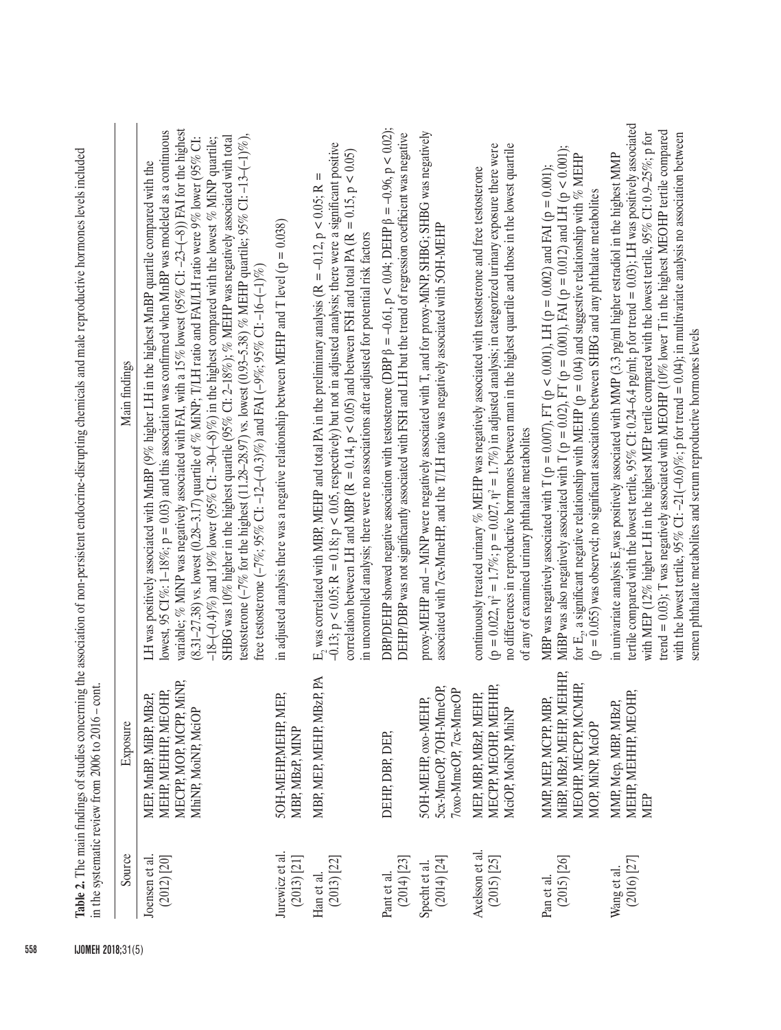**Table 2.** The main findings of studies concerning the association of non-persistent endocrine-disrupting chemicals and male reproductive hormones levels included in the systematic review from 2006 to 2016 – cont.

| Source | Exposure | Main findings |
|---|---|---|
| Joensen et al. (2012) [20] | MEP, MnBP, MiBP, MBzP, MEHP, MEHHP, MEOHP, MECPP, MOP, MCPP, MiNP, MhiNP, MoiNP, MciOP | LH was positively associated with MnBP (9% higher LH in the highest MnBP quartile compared with the lowest, 95 CI%: 1–18%; p = 0.03) and this association was confirmed when MnBP was modeled as a continuous variable; % MiNP was negatively associated with FAI, with a 15% lowest (95% CI: –23–(–8)) FAI for the highest (8.31–27.38) vs. lowest (0.28–3.17) quartile of % MiNP; T/LH ratio and FAI/LH ratio were 9% lower (95% CI: –18–(–0.4)%) and 19% lower (95% CI: –30–(–8)%) in the highest compared with the lowest % MiNP quartile; SHBG was 10% higher in the highest quartile (95% CI: 2–18%); % MEHP was negatively associated with total testosterone (–7% for the highest (11.28–28.97) vs. lowest (0.93–5.38) % MEHP quartile; 95% CI: –13–(–1)%), free testosterone (–7%; 95% CI: –12–(–0.3)%) and FAI (–9%; 95% CI: –16–(–1)%) |
| Jurewicz et al. (2013) [21] | 5OH-MEHP, MEHP, MEP, MBP, MBzP, MINP | in adjusted analysis there was a negative relationship between MEHP and T level (p = 0.038) |
| Han et al. (2013) [22] | MBP, MEP, MEHP, MBzP, PA | $E_2$ was correlated with MBP, MEHP and total PA in the preliminary analysis (R = –0.12, p < 0.05; R = –0.13; p < 0.05; R = 0.18; p < 0.05, respectively) but not in adjusted analysis; there were a significant positive correlation between LH and MBP (R = 0.14, p < 0.05) and between FSH and total PA (R = 0.15, p < 0.05) in uncontrolled analysis; there were no associations after adjusted for potential risk factors |
| Pant et al. (2014) [23] | DEHP, DBP, DEP, | DBP/DEHP showed negative association with testosterone (DBP β = –0.61, p < 0.04; DEHP β = –0.96, p < 0.02); DEHP/DBP was not significantly associated with FSH and LH but the trend of regression coefficient was negative |
| Specht et al. (2014) [24] | 5OH-MEHP, oxo-MEHP, 5cx-MmeOP, 7OH-MmeOP, 7oxo-MmeOP, 7cx-MmeOP | proxy-MEHP and – MiNP were negatively associated with T, and for proxy-MiNP, SHBG; SHBG was negatively associated with 7cx-MmeHP, and the T/LH ratio was negatively associated with 5OH-MEHP |
| Axelsson et al. (2015) [25] | MEP, MBP, MBzP, MEHP, MECPP, MEOHP, MEHHP, MciOP, MoiNP, MhiNP | continuously treated urinary % MEHP was negatively associated with testosterone and free testosterone (p = 0.022, $\eta^2$ = 1.7%; p = 0.027, $\eta^2$ = 1.7%) in adjusted analysis; in categorized urinary exposure there were no differences in reproductive hormones between man in the highest quartile and those in the lowest quartile of any of examined urinary phthalate metabolites |
| Pan et al. (2015) [26] | MMP, MEP, MCPP, MBP, MiBP, MBzP, MEHP, MEHHP, MEOHP, MECPP, MCMHP, MOP, MiNP, MciOP | MBP was negatively associated with T (p = 0.007), FT (p < 0.001), LH (p = 0.002) and FAI (p = 0.001); MiBP was also negatively associated with T (p = 0.02), FT (p = 0.001), FAI (p = 0.012) and LH (p < 0.001); for $E_2$, a significant negative relationship with MEHP (p = 0.04) and suggestive relationship with % MEHP (p = 0.055) was observed; no significant associations between SHBG and any phthalate metabolites |
| Wang et al. (2016) [27] | MMP, Mep, MBP, MBzP, MEHP, MEHHP, MEOHP, MEP | in univariate analysis $E_2$ was positively associated with MMP (3.3 pg/ml higher estradiol in the highest MMP tertile compared with the lowest tertile, 95% CI: 0.24–6.4 pg/ml; p for trend = 0.03); LH was positively associated with MEP (12% higher LH in the highest MEP tertile compared with the lowest tertile, 95% CI: 0.9–25%; p for trend = 0.03); T was negatively associated with MEOHP (10% lower T in the highest MEOHP tertile compared with the lowest tertile, 95% CI: –21(–0.6)%; p for trend = 0.04); in multivariate analysis no association between semen phthalate metabolites and serum reproductive hormones levels |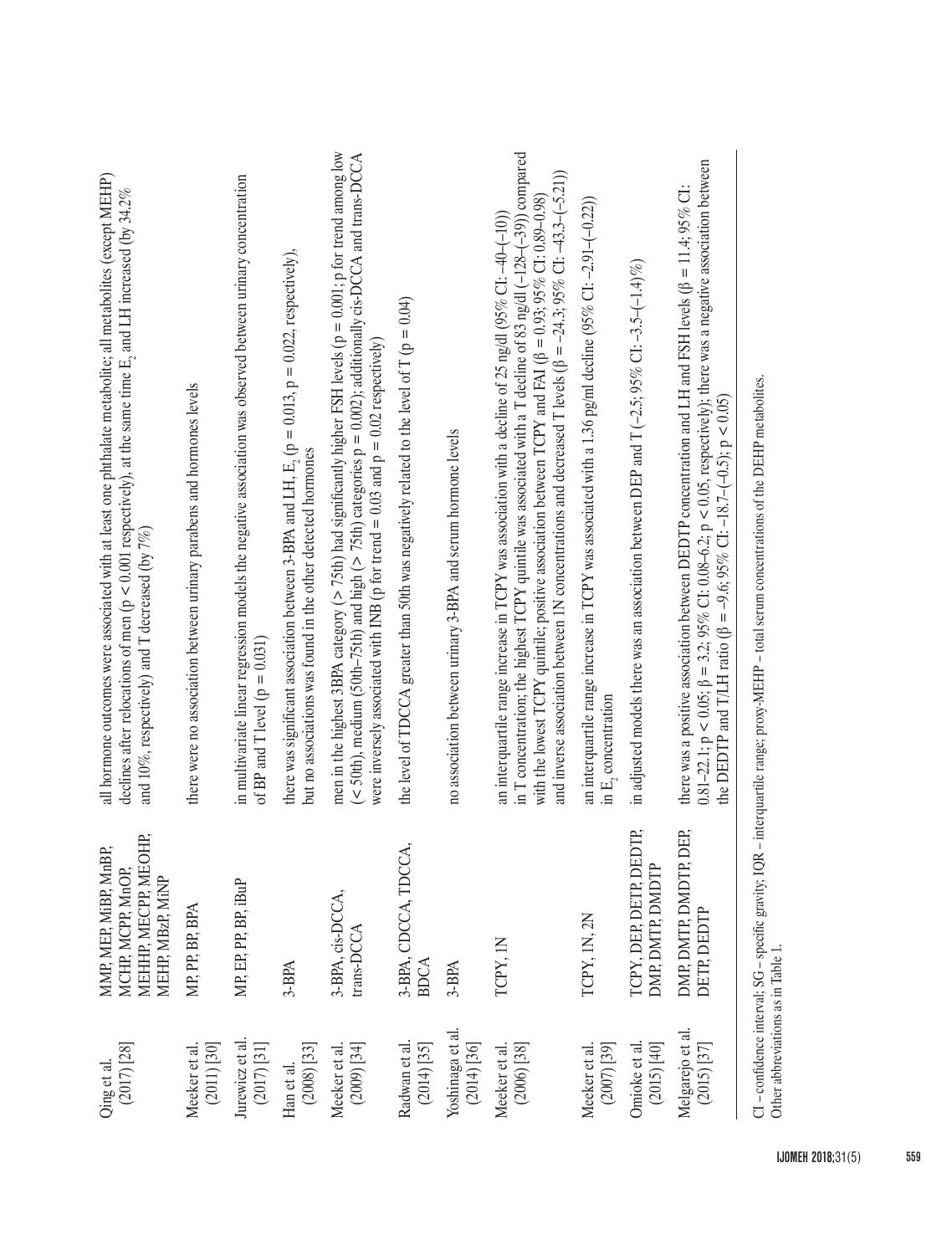| | | |
|---|---|---|
| Qing et al. (2017) [28] | MMP, MEP, MiBP, MnBP, MCHP, MCPP, MnOP, MEHHP, MECPP, MEOHP, MEHP, MBzP, MiNP | all hormone outcomes were associated with at least one phthalate metabolite; all metabolites (except MEHP) declines after relocations of men ($p < 0.001$ respectively), at the same time $E_2$ and LH increased (by 34.2% and 10%, respectively) and T decreased (by 7%) |
| Meeker et al. (2011) [30] | MP, PP, BP, BPA | there were no association between urinary parabens and hormones levels |
| Jurewicz et al. (2017) [31] | MP, EP, PP, BP, iBuP | in multivariate linear regression models the negative association was observed between urinary concentration of BP and T level ($p = 0.031$) |
| Han et al. (2008) [33] | 3-BPA | there was significant association between 3-BPA and LH, $E_2$ ($p = 0.013$, $p = 0.022$, respectively), but no associations was found in the other detected hormones |
| Meeker et al. (2009) [34] | 3-BPA, cis-DCCA, trans-DCCA | men in the highest 3BPA category (> 75th) had significantly higher FSH levels ($p = 0.001$; p for trend among low (< 50th), medium (50th–75th) and high (> 75th) categories $p = 0.002$); additionally cis-DCCA and trans-DCCA were inversely associated with INB (p for trend = 0.03 and $p = 0.02$ respectively) |
| Radwan et al. (2014) [35] | 3-BPA, CDCCA, TDCCA, BDCA | the level of TDCCA greater than 50th was negatively related to the level of T ($p = 0.04$) |
| Yoshinaga et al. (2014) [36] | 3-BPA | no association between urinary 3-BPA and serum hormone levels |
| Meeker et al. (2006) [38] | TCPY, 1N | an interquartile range increase in TCPY was association with a decline of 25 ng/dl (95% CI: –40–(–10)) in T concentration; the highest TCPY quintile was associated with a T decline of 83 ng/dl (–128–(–39)) compared with the lowest TCPY quintile; positive association between TCPY and FAI (β = 0.93; 95% CI: 0.89–0.98) and inverse association between 1N concentrations and decreased T levels (β = –24.3; 95% CI: –43.3–(–5.21)) |
| Meeker et al. (2007) [39] | TCPY, 1N, 2N | an interquartile range increase in TCPY was associated with a 1.36 pg/ml decline (95% CI: –2.91–(–0.22)) in $E_2$ concentration |
| Omioke et al. (2015) [40] | TCPY, DEP, DETP, DEDTP, DMP, DMTP, DMDTP | in adjusted models there was an association between DEP and T (–2.5; 95% CI: –3.5–(–1.4)%) |
| Melgarejo et al. (2015) [37] | DMP, DMTP, DMDTP, DEP, DETP, DEDTP | there was a positive association between DEDTP concentration and LH and FSH levels (β = 11.4; 95% CI: 0.81–22.1; $p < 0.05$; β = 3.2; 95% CI: 0.08–6.2; $p < 0.05$, respectively); there was a negative association between the DEDTP and T/LH ratio (β = –9.6; 95% CI: –18.7–(–0.5); $p < 0.05$) |

CI – confidence interval; SG – specific gravity; IQR – interquartile range; proxy-MEHP – total serum concentrations of the DEHP metabolites.
Other abbreviations as in Table 1.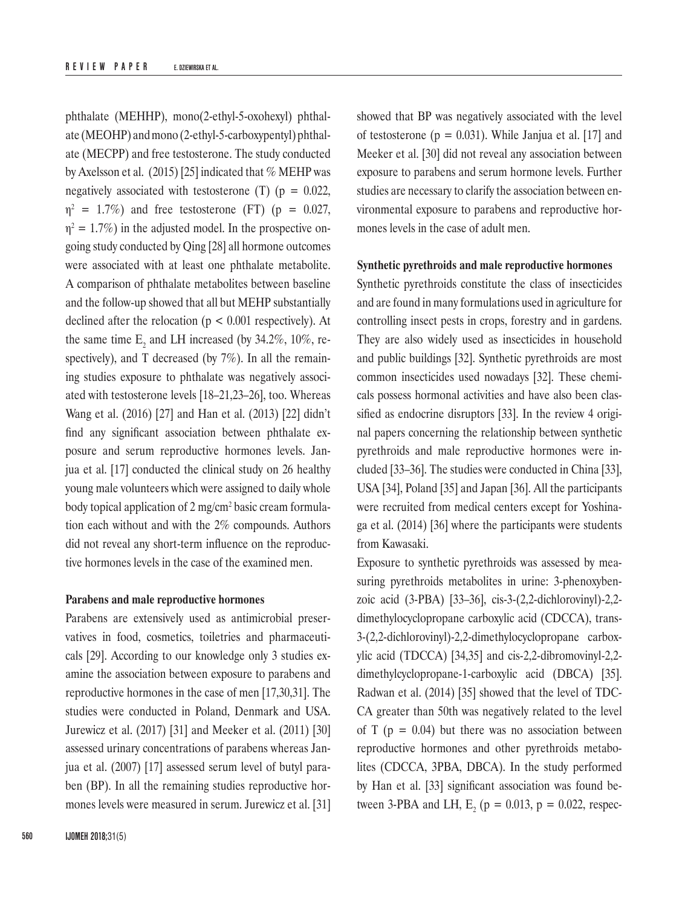phthalate (MEHHP), mono(2-ethyl-5-oxohexyl) phthalate (MEOHP) and mono (2-ethyl-5-carboxypentyl) phthalate (MECPP) and free testosterone. The study conducted by Axelsson et al. (2015) [25] indicated that % MEHP was negatively associated with testosterone (T) ($p = 0.022$, $\eta^2 = 1.7\%$) and free testosterone (FT) ($p = 0.027$, $\eta^2 = 1.7\%$) in the adjusted model. In the prospective ongoing study conducted by Qing [28] all hormone outcomes were associated with at least one phthalate metabolite. A comparison of phthalate metabolites between baseline and the follow-up showed that all but MEHP substantially declined after the relocation ($p < 0.001$ respectively). At the same time $E_2$ and LH increased (by 34.2%, 10%, respectively), and T decreased (by 7%). In all the remaining studies exposure to phthalate was negatively associated with testosterone levels [18–21,23–26], too. Whereas Wang et al. (2016) [27] and Han et al. (2013) [22] didn't find any significant association between phthalate exposure and serum reproductive hormones levels. Janjua et al. [17] conducted the clinical study on 26 healthy young male volunteers which were assigned to daily whole body topical application of 2 mg/cm$^2$ basic cream formulation each without and with the 2% compounds. Authors did not reveal any short-term influence on the reproductive hormones levels in the case of the examined men.

**Parabens and male reproductive hormones**

Parabens are extensively used as antimicrobial preservatives in food, cosmetics, toiletries and pharmaceuticals [29]. According to our knowledge only 3 studies examine the association between exposure to parabens and reproductive hormones in the case of men [17,30,31]. The studies were conducted in Poland, Denmark and USA. Jurewicz et al. (2017) [31] and Meeker et al. (2011) [30] assessed urinary concentrations of parabens whereas Janjua et al. (2007) [17] assessed serum level of butyl paraben (BP). In all the remaining studies reproductive hormones levels were measured in serum. Jurewicz et al. [31] showed that BP was negatively associated with the level of testosterone ($p = 0.031$). While Janjua et al. [17] and Meeker et al. [30] did not reveal any association between exposure to parabens and serum hormone levels. Further studies are necessary to clarify the association between environmental exposure to parabens and reproductive hormones levels in the case of adult men.

**Synthetic pyrethroids and male reproductive hormones**

Synthetic pyrethroids constitute the class of insecticides and are found in many formulations used in agriculture for controlling insect pests in crops, forestry and in gardens. They are also widely used as insecticides in household and public buildings [32]. Synthetic pyrethroids are most common insecticides used nowadays [32]. These chemicals possess hormonal activities and have also been classified as endocrine disruptors [33]. In the review 4 original papers concerning the relationship between synthetic pyrethroids and male reproductive hormones were included [33–36]. The studies were conducted in China [33], USA [34], Poland [35] and Japan [36]. All the participants were recruited from medical centers except for Yoshinaga et al. (2014) [36] where the participants were students from Kawasaki.

Exposure to synthetic pyrethroids was assessed by measuring pyrethroids metabolites in urine: 3-phenoxybenzoic acid (3-PBA) [33–36], cis-3-(2,2-dichlorovinyl)-2,2-dimethylocyclopropane carboxylic acid (CDCCA), trans-3-(2,2-dichlorovinyl)-2,2-dimethylocyclopropane carboxylic acid (TDCCA) [34,35] and cis-2,2-dibromovinyl-2,2-dimethylcyclopropane-1-carboxylic acid (DBCA) [35]. Radwan et al. (2014) [35] showed that the level of TDCCA greater than 50th was negatively related to the level of T ($p = 0.04$) but there was no association between reproductive hormones and other pyrethroids metabolites (CDCCA, 3PBA, DBCA). In the study performed by Han et al. [33] significant association was found between 3-PBA and LH, $E_2$ ($p = 0.013$, $p = 0.022$, respec-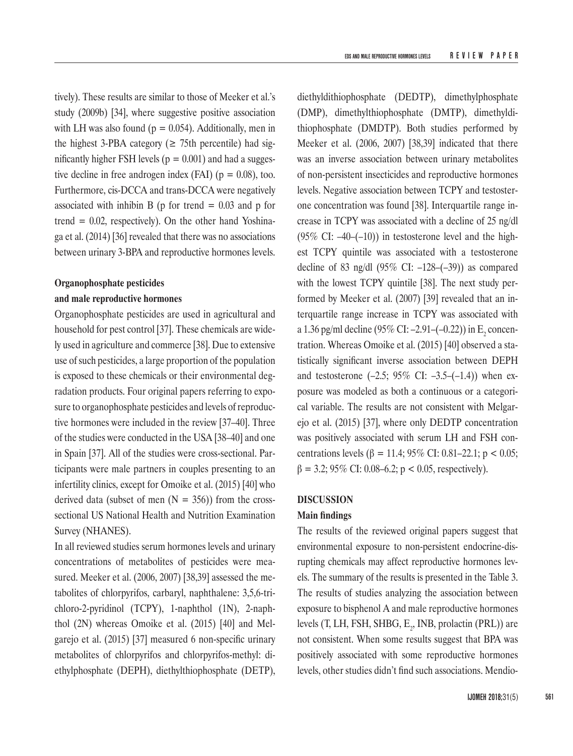tively). These results are similar to those of Meeker et al.'s study (2009b) [34], where suggestive positive association with LH was also found ($p = 0.054$). Additionally, men in the highest 3-PBA category (≥ 75th percentile) had significantly higher FSH levels ($p = 0.001$) and had a suggestive decline in free androgen index (FAI) ($p = 0.08$), too. Furthermore, cis-DCCA and trans-DCCA were negatively associated with inhibin B (p for trend = 0.03 and p for trend = 0.02, respectively). On the other hand Yoshinaga et al. (2014) [36] revealed that there was no associations between urinary 3-BPA and reproductive hormones levels.

### Organophosphate pesticides and male reproductive hormones

Organophosphate pesticides are used in agricultural and household for pest control [37]. These chemicals are widely used in agriculture and commerce [38]. Due to extensive use of such pesticides, a large proportion of the population is exposed to these chemicals or their environmental degradation products. Four original papers referring to exposure to organophosphate pesticides and levels of reproductive hormones were included in the review [37–40]. Three of the studies were conducted in the USA [38–40] and one in Spain [37]. All of the studies were cross-sectional. Participants were male partners in couples presenting to an infertility clinics, except for Omoike et al. (2015) [40] who derived data (subset of men ($N = 356$)) from the cross-sectional US National Health and Nutrition Examination Survey (NHANES).

In all reviewed studies serum hormones levels and urinary concentrations of metabolites of pesticides were measured. Meeker et al. (2006, 2007) [38,39] assessed the metabolites of chlorpyrifos, carbaryl, naphthalene: 3,5,6-trichloro-2-pyridinol (TCPY), 1-naphthol (1N), 2-naphthol (2N) whereas Omoike et al. (2015) [40] and Melgarejo et al. (2015) [37] measured 6 non-specific urinary metabolites of chlorpyrifos and chlorpyrifos-methyl: diethylphosphate (DEPH), diethylthiophosphate (DETP), diethyldithiophosphate (DEDTP), dimethylphosphate (DMP), dimethylthiophosphate (DMTP), dimethyldithiophosphate (DMDTP). Both studies performed by Meeker et al. (2006, 2007) [38,39] indicated that there was an inverse association between urinary metabolites of non-persistent insecticides and reproductive hormones levels. Negative association between TCPY and testosterone concentration was found [38]. Interquartile range increase in TCPY was associated with a decline of 25 ng/dl (95% CI: –40–(–10)) in testosterone level and the highest TCPY quintile was associated with a testosterone decline of 83 ng/dl (95% CI: –128–(–39)) as compared with the lowest TCPY quintile [38]. The next study performed by Meeker et al. (2007) [39] revealed that an interquartile range increase in TCPY was associated with a 1.36 pg/ml decline (95% CI: –2.91–(–0.22)) in $E_2$ concentration. Whereas Omoike et al. (2015) [40] observed a statistically significant inverse association between DEPH and testosterone (–2.5; 95% CI: –3.5–(–1.4)) when exposure was modeled as both a continuous or a categorical variable. The results are not consistent with Melgarejo et al. (2015) [37], where only DEDTP concentration was positively associated with serum LH and FSH concentrations levels ($\beta = 11.4$; 95% CI: 0.81–22.1; $p < 0.05$; $\beta = 3.2$; 95% CI: 0.08–6.2; $p < 0.05$, respectively).

## DISCUSSION

### Main findings

The results of the reviewed original papers suggest that environmental exposure to non-persistent endocrine-disrupting chemicals may affect reproductive hormones levels. The summary of the results is presented in the Table 3. The results of studies analyzing the association between exposure to bisphenol A and male reproductive hormones levels (T, LH, FSH, SHBG, $E_2$, INB, prolactin (PRL)) are not consistent. When some results suggest that BPA was positively associated with some reproductive hormones levels, other studies didn't find such associations. Mendio-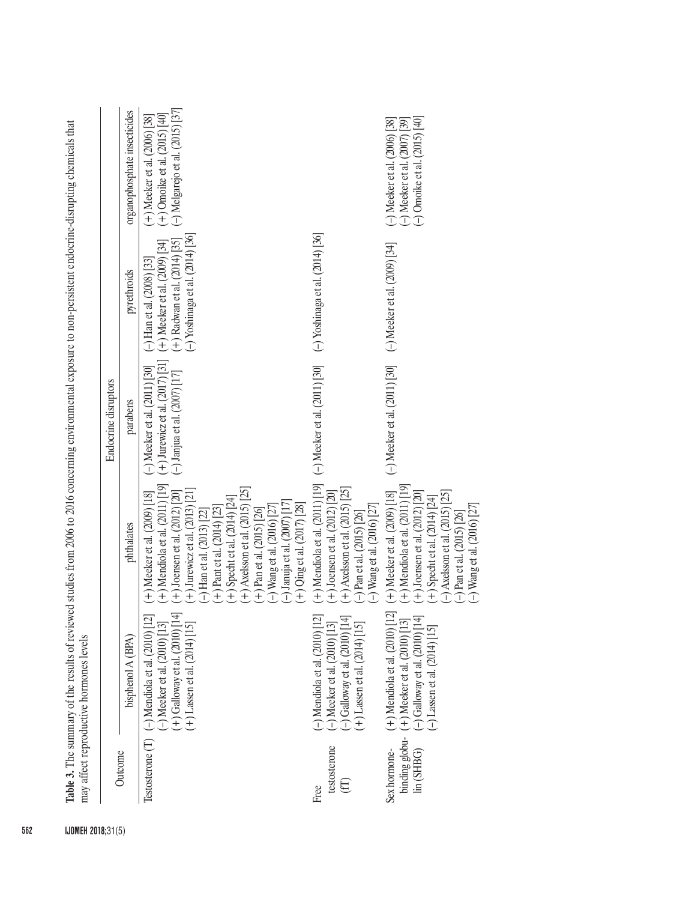**Table 3.** The summary of the results of reviewed studies from 2006 to 2016 concerning environmental exposure to non-persistent endocrine-disrupting chemicals that may affect reproductive hormones levels

| Outcome | Endocrine disruptors | | | | |
|---|---|---|---|---|---|
| | bisphenol A (BPA) | phthalates | parabens | pyrethroids | organophosphate insecticides |
| Testosterone (T) | (–) Mendiola et al. (2010) [12]<br>(–) Meeker et al. (2010) [13]<br>(+) Galloway et al. (2010) [14]<br>(+) Lassen et al. (2014) [15] | (+) Meeker et al. (2009) [18]<br>(+) Mendiola et al. (2011) [19]<br>(+) Joensen et al. (2012) [20]<br>(+) Jurewicz et al. (2013) [21]<br>(–) Han et al. (2013) [22]<br>(+) Pant et al. (2014) [23]<br>(+) Specht et al. (2014) [24]<br>(+) Axelsson et al. (2015) [25]<br>(+) Pan et al. (2015) [26]<br>(–) Wang et al. (2016) [27]<br>(–) Januja et al. (2007) [17]<br>(+) Qing et al. (2017) [28] | (–) Meeker et al. (2011) [30]<br>(+) Jurewicz et al. (2017) [31]<br>(–) Janjua et al. (2007) [17] | (–) Han et al. (2008) [33]<br>(+) Meeker et al. (2009) [34]<br>(+) Radwan et al. (2014) [35]<br>(–) Yoshinaga et al. (2014) [36] | (+) Meeker et al. (2006) [38]<br>(+) Omoike et al. (2015) [40]<br>(–) Melgarejo et al. (2015) [37] |
| Free testosterone (fT) | (–) Mendiola et al. (2010) [12]<br>(–) Meeker et al. (2010) [13]<br>(–) Galloway et al. (2010) [14]<br>(+) Lassen et al. (2014) [15] | (+) Mendiola et al. (2011) [19]<br>(+) Joensen et al. (2012) [20]<br>(+) Axelsson et al. (2015) [25]<br>(–) Pan et al. (2015) [26]<br>(–) Wang et al. (2016) [27] | (–) Meeker et al. (2011) [30] | (–) Yoshinaga et al. (2014) [36] | |
| Sex hormone-binding globulin (SHBG) | (+) Mendiola et al. (2010) [12]<br>(+) Meeker et al. (2010) [13]<br>(–) Galloway et al. (2010) [14]<br>(–) Lassen et al. (2014) [15] | (+) Meeker et al. (2009) [18]<br>(+) Mendiola et al. (2011) [19]<br>(+) Joensen et al. (2012) [20]<br>(+) Specht et al. (2014) [24]<br>(–) Axelsson et al. (2015) [25]<br>(–) Pan et al. (2015) [26]<br>(–) Wang et al. (2016) [27] | (–) Meeker et al. (2011) [30] | (–) Meeker et al. (2009) [34] | (–) Meeker et al. (2006) [38]<br>(–) Meeker et al. (2007) [39]<br>(–) Omoike et al. (2015) [40] |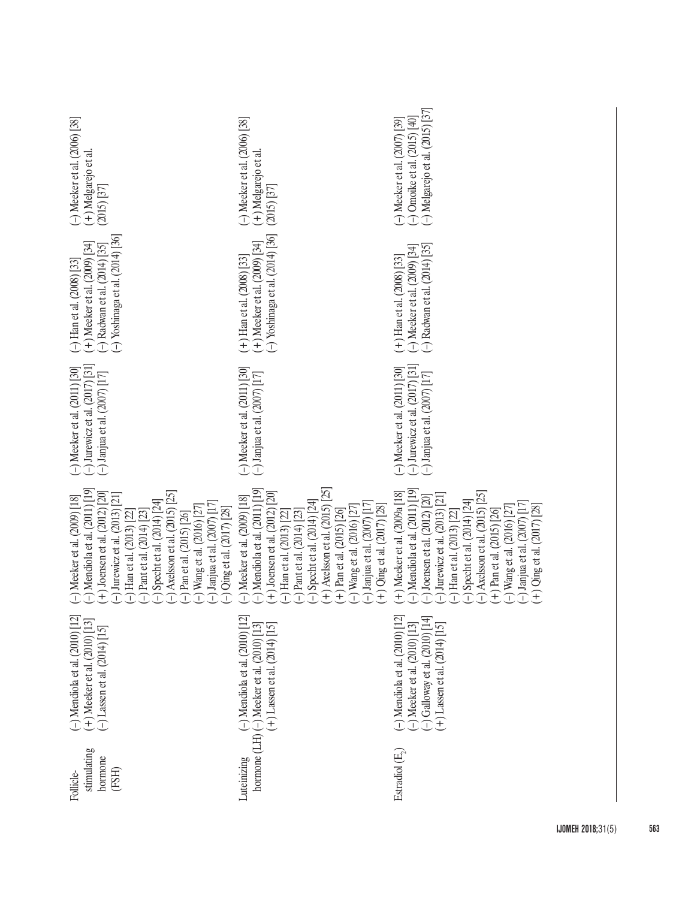| | | | | | |
|---|---|---|---|---|---|
| Follicle-stimulating hormone (FSH) | (–) Mendiola et al. (2010) [12]<br>(+) Meeker et al. (2010) [13]<br>(–) Lassen et al. (2014) [15] | (–) Meeker et al. (2009) [18]<br>(–) Mendiola et al. (2011) [19]<br>(+) Joensen et al. (2012) [20]<br>(–) Jurewicz et al. (2013) [21]<br>(–) Han et al. (2013) [22]<br>(–) Pant et al. (2014) [23]<br>(–) Specht et al. (2014) [24]<br>(–) Axelsson et al. (2015) [25]<br>(–) Pan et al. (2015) [26]<br>(–) Wang et al. (2016) [27]<br>(–) Janjua et al. (2007) [17]<br>(–) Qing et al. (2017) [28] | (–) Meeker et al. (2011) [30]<br>(–) Jurewicz et al. (2017) [31]<br>(–) Janjua et al. (2007) [17] | (–) Han et al. (2008) [33]<br>(+) Meeker et al. (2009) [34]<br>(–) Radwan et al. (2014) [35]<br>(–) Yoshinaga et al. (2014) [36] | (–) Meeker et al. (2006) [38]<br>(+) Melgarejo et al. (2015) [37] |
| Luteinizing hormone (LH) | (–) Mendiola et al. (2010) [12]<br>(–) Meeker et al. (2010) [13]<br>(+) Lassen et al. (2014) [15] | (–) Meeker et al. (2009) [18]<br>(–) Mendiola et al. (2011) [19]<br>(+) Joensen et al. (2012) [20]<br>(–) Han et al. (2013) [22]<br>(–) Pant et al. (2014) [23]<br>(–) Specht et al. (2014) [24]<br>(+) Axelsson et al. (2015) [25]<br>(+) Pan et al. (2015) [26]<br>(–) Wang et al. (2016) [27]<br>(–) Janjua et al. (2007) [17]<br>(+) Qing et al. (2017) [28] | (–) Meeker et al. (2011) [30]<br>(–) Janjua et al. (2007) [17] | (+) Han et al. (2008) [33]<br>(+) Meeker et al. (2009) [34]<br>(–) Yoshinaga et al. (2014) [36] | (–) Meeker et al. (2006) [38]<br>(+) Melgarejo et al. (2015) [37] |
| Estradiol ($E_2$) | (–) Mendiola et al. (2010) [12]<br>(–) Meeker et al. (2010) [13]<br>(–) Galloway et al. (2010) [14]<br>(+) Lassen et al. (2014) [15] | (+) Meeker et al. (2009a [18]<br>(–) Mendiola et al. (2011) [19]<br>(–) Joensen et al. (2012) [20]<br>(–) Jurewicz et al. (2013) [21]<br>(–) Han et al. (2013) [22]<br>(–) Specht et al. (2014) [24]<br>(–) Axelsson et al. (2015) [25]<br>(+) Pan et al. (2015) [26]<br>(–) Wang et al. (2016) [27]<br>(–) Janjua et al. (2007) [17]<br>(+) Qing et al. (2017) [28] | (–) Meeker et al. (2011) [30]<br>(–) Jurewicz et al. (2017) [31]<br>(–) Janjua et al. (2007) [17] | (+) Han et al. (2008) [33]<br>(–) Meeker et al. (2009) [34]<br>(–) Radwan et al. (2014) [35] | (–) Meeker et al. (2007) [39]<br>(–) Omoike et al. (2015) [40]<br>(–) Melgarejo et al. (2015) [37] |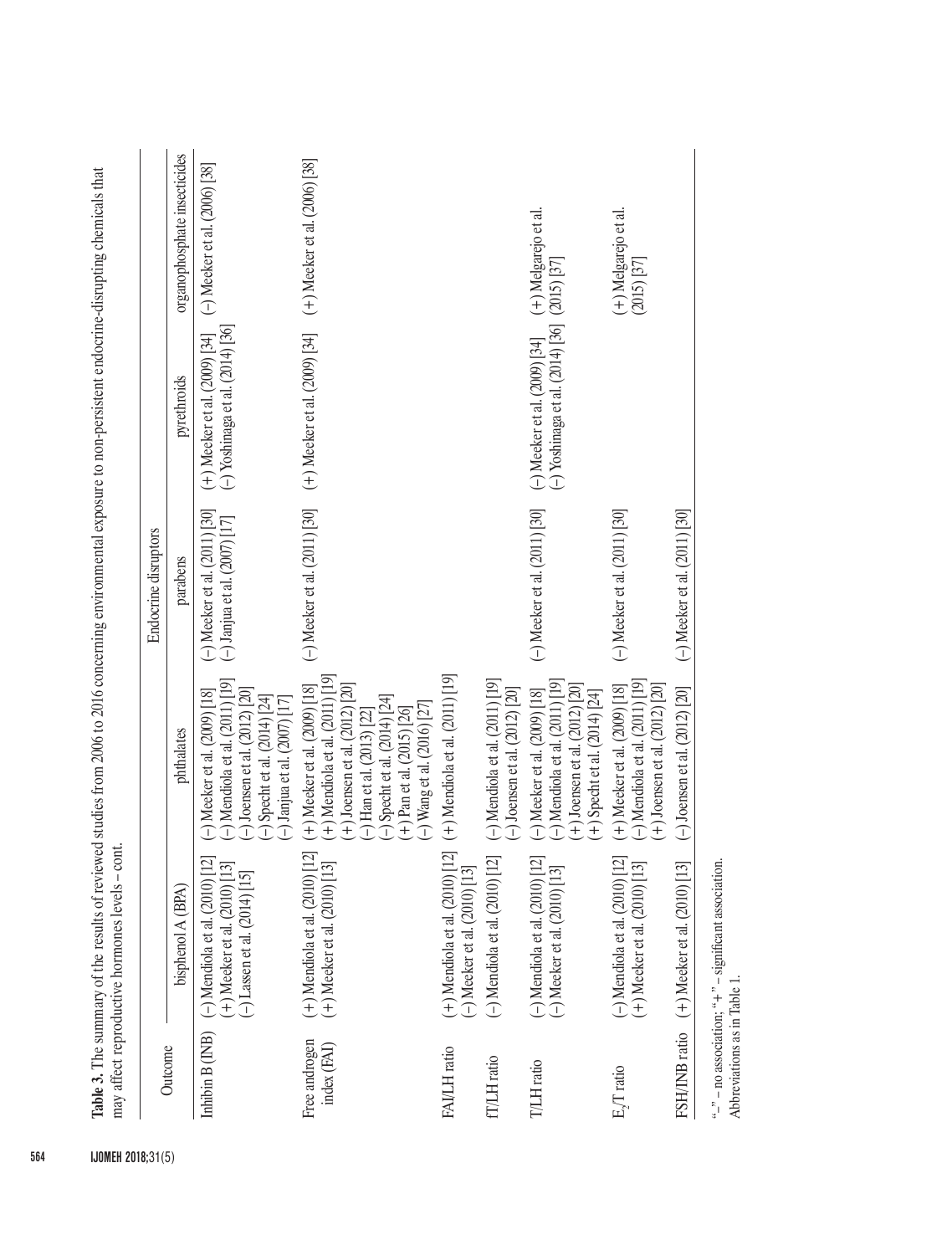**Table 3.** The summary of the results of reviewed studies from 2006 to 2016 concerning environmental exposure to non-persistent endocrine-disrupting chemicals that may affect reproductive hormones levels – cont.

| Outcome | Endocrine disruptors | | | | |
|---|---|---|---|---|---|
| | bisphenol A (BPA) | phthalates | parabens | pyrethroids | organophosphate insecticides |
| Inhibin B (INB) | (–) Mendiola et al. (2010) [12]<br>(+) Meeker et al. (2010) [13]<br>(–) Lassen et al. (2014) [15] | (–) Meeker et al. (2009) [18]<br>(–) Mendiola et al. (2011) [19]<br>(–) Joensen et al. (2012) [20]<br>(–) Specht et al. (2014) [24]<br>(–) Janjua et al. (2007) [17] | (–) Meeker et al. (2011) [30]<br>(–) Janjua et al. (2007) [17] | (+) Meeker et al. (2009) [34]<br>(–) Yoshinaga et al. (2014) [36] | (–) Meeker et al. (2006) [38] |
| Free androgen index (FAI) | (+) Mendiola et al. (2010) [12]<br>(+) Meeker et al. (2010) [13] | (+) Meeker et al. (2009) [18]<br>(+) Mendiola et al. (2011) [19]<br>(+) Joensen et al. (2012) [20]<br>(–) Han et al. (2013) [22]<br>(–) Specht et al. (2014) [24]<br>(+) Pan et al. (2015) [26]<br>(–) Wang et al. (2016) [27] | (–) Meeker et al. (2011) [30] | (+) Meeker et al. (2009) [34] | (+) Meeker et al. (2006) [38] |
| FAI/LH ratio | (+) Mendiola et al. (2010) [12]<br>(–) Meeker et al. (2010) [13] | (+) Mendiola et al. (2011) [19] | | | |
| fT/LH ratio | (–) Mendiola et al. (2010) [12] | (–) Mendiola et al. (2011) [19]<br>(–) Joensen et al. (2012) [20] | | | |
| T/LH ratio | (–) Mendiola et al. (2010) [12]<br>(–) Meeker et al. (2010) [13] | (–) Meeker et al. (2009) [18]<br>(–) Mendiola et al. (2011) [19]<br>(+) Joensen et al. (2012) [20]<br>(+) Specht et al. (2014) [24] | (–) Meeker et al. (2011) [30] | (–) Meeker et al. (2009) [34]<br>(–) Yoshinaga et al. (2014) [36] | (+) Melgarejo et al. (2015) [37] |
| $E_2$/T ratio | (–) Mendiola et al. (2010) [12]<br>(+) Meeker et al. (2010) [13] | (+) Meeker et al. (2009) [18]<br>(–) Mendiola et al. (2011) [19]<br>(+) Joensen et al. (2012) [20] | (–) Meeker et al. (2011) [30] | | (+) Melgarejo et al. (2015) [37] |
| FSH/INB ratio | (+) Meeker et al. (2010) [13] | (–) Joensen et al. (2012) [20] | (–) Meeker et al. (2011) [30] | | |

"–" – no association; "+" – significant association.
Abbreviations as in Table 1.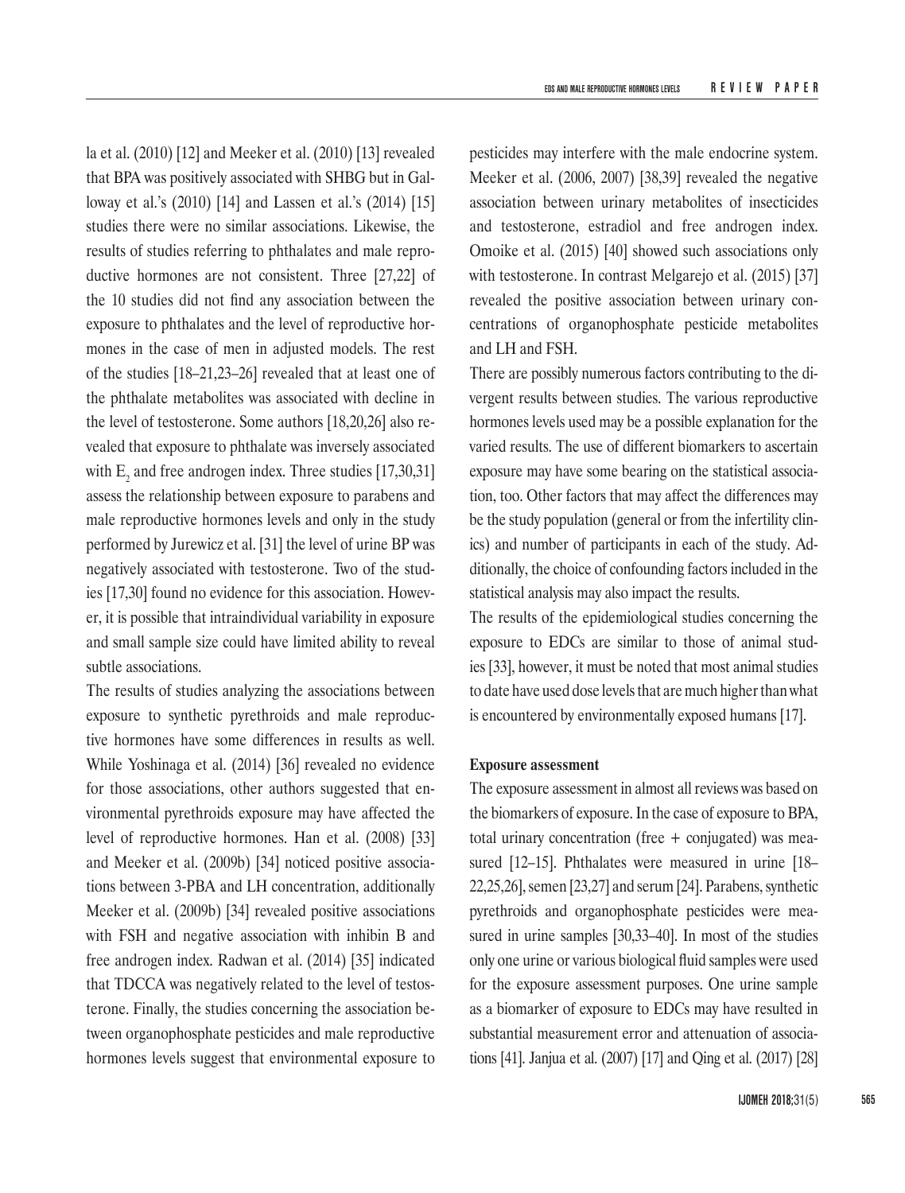la et al. (2010) [12] and Meeker et al. (2010) [13] revealed that BPA was positively associated with SHBG but in Galloway et al.'s (2010) [14] and Lassen et al.'s (2014) [15] studies there were no similar associations. Likewise, the results of studies referring to phthalates and male reproductive hormones are not consistent. Three [27,22] of the 10 studies did not find any association between the exposure to phthalates and the level of reproductive hormones in the case of men in adjusted models. The rest of the studies [18–21,23–26] revealed that at least one of the phthalate metabolites was associated with decline in the level of testosterone. Some authors [18,20,26] also revealed that exposure to phthalate was inversely associated with $E_2$ and free androgen index. Three studies [17,30,31] assess the relationship between exposure to parabens and male reproductive hormones levels and only in the study performed by Jurewicz et al. [31] the level of urine BP was negatively associated with testosterone. Two of the studies [17,30] found no evidence for this association. However, it is possible that intraindividual variability in exposure and small sample size could have limited ability to reveal subtle associations.

The results of studies analyzing the associations between exposure to synthetic pyrethroids and male reproductive hormones have some differences in results as well. While Yoshinaga et al. (2014) [36] revealed no evidence for those associations, other authors suggested that environmental pyrethroids exposure may have affected the level of reproductive hormones. Han et al. (2008) [33] and Meeker et al. (2009b) [34] noticed positive associations between 3-PBA and LH concentration, additionally Meeker et al. (2009b) [34] revealed positive associations with FSH and negative association with inhibin B and free androgen index. Radwan et al. (2014) [35] indicated that TDCCA was negatively related to the level of testosterone. Finally, the studies concerning the association between organophosphate pesticides and male reproductive hormones levels suggest that environmental exposure to pesticides may interfere with the male endocrine system. Meeker et al. (2006, 2007) [38,39] revealed the negative association between urinary metabolites of insecticides and testosterone, estradiol and free androgen index. Omoike et al. (2015) [40] showed such associations only with testosterone. In contrast Melgarejo et al. (2015) [37] revealed the positive association between urinary concentrations of organophosphate pesticide metabolites and LH and FSH.

There are possibly numerous factors contributing to the divergent results between studies. The various reproductive hormones levels used may be a possible explanation for the varied results. The use of different biomarkers to ascertain exposure may have some bearing on the statistical association, too. Other factors that may affect the differences may be the study population (general or from the infertility clinics) and number of participants in each of the study. Additionally, the choice of confounding factors included in the statistical analysis may also impact the results.

The results of the epidemiological studies concerning the exposure to EDCs are similar to those of animal studies [33], however, it must be noted that most animal studies to date have used dose levels that are much higher than what is encountered by environmentally exposed humans [17].

**Exposure assessment**

The exposure assessment in almost all reviews was based on the biomarkers of exposure. In the case of exposure to BPA, total urinary concentration (free + conjugated) was measured [12–15]. Phthalates were measured in urine [18–22,25,26], semen [23,27] and serum [24]. Parabens, synthetic pyrethroids and organophosphate pesticides were measured in urine samples [30,33–40]. In most of the studies only one urine or various biological fluid samples were used for the exposure assessment purposes. One urine sample as a biomarker of exposure to EDCs may have resulted in substantial measurement error and attenuation of associations [41]. Janjua et al. (2007) [17] and Qing et al. (2017) [28]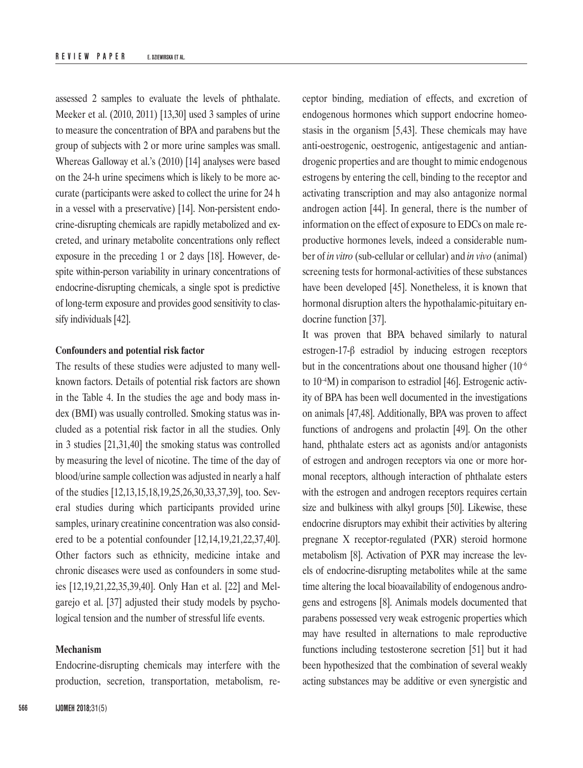assessed 2 samples to evaluate the levels of phthalate. Meeker et al. (2010, 2011) [13,30] used 3 samples of urine to measure the concentration of BPA and parabens but the group of subjects with 2 or more urine samples was small. Whereas Galloway et al.'s (2010) [14] analyses were based on the 24-h urine specimens which is likely to be more accurate (participants were asked to collect the urine for 24 h in a vessel with a preservative) [14]. Non-persistent endocrine-disrupting chemicals are rapidly metabolized and excreted, and urinary metabolite concentrations only reflect exposure in the preceding 1 or 2 days [18]. However, despite within-person variability in urinary concentrations of endocrine-disrupting chemicals, a single spot is predictive of long-term exposure and provides good sensitivity to classify individuals [42].

**Confounders and potential risk factor**

The results of these studies were adjusted to many well-known factors. Details of potential risk factors are shown in the Table 4. In the studies the age and body mass index (BMI) was usually controlled. Smoking status was included as a potential risk factor in all the studies. Only in 3 studies [21,31,40] the smoking status was controlled by measuring the level of nicotine. The time of the day of blood/urine sample collection was adjusted in nearly a half of the studies [12,13,15,18,19,25,26,30,33,37,39], too. Several studies during which participants provided urine samples, urinary creatinine concentration was also considered to be a potential confounder [12,14,19,21,22,37,40]. Other factors such as ethnicity, medicine intake and chronic diseases were used as confounders in some studies [12,19,21,22,35,39,40]. Only Han et al. [22] and Melgarejo et al. [37] adjusted their study models by psychological tension and the number of stressful life events.

**Mechanism**

Endocrine-disrupting chemicals may interfere with the production, secretion, transportation, metabolism, receptor binding, mediation of effects, and excretion of endogenous hormones which support endocrine homeostasis in the organism [5,43]. These chemicals may have anti-oestrogenic, oestrogenic, antigestagenic and antiandrogenic properties and are thought to mimic endogenous estrogens by entering the cell, binding to the receptor and activating transcription and may also antagonize normal androgen action [44]. In general, there is the number of information on the effect of exposure to EDCs on male reproductive hormones levels, indeed a considerable number of *in vitro* (sub-cellular or cellular) and *in vivo* (animal) screening tests for hormonal-activities of these substances have been developed [45]. Nonetheless, it is known that hormonal disruption alters the hypothalamic-pituitary endocrine function [37].

It was proven that BPA behaved similarly to natural estrogen-17-β estradiol by inducing estrogen receptors but in the concentrations about one thousand higher ($10^{-6}$ to $10^{-4}$M) in comparison to estradiol [46]. Estrogenic activity of BPA has been well documented in the investigations on animals [47,48]. Additionally, BPA was proven to affect functions of androgens and prolactin [49]. On the other hand, phthalate esters act as agonists and/or antagonists of estrogen and androgen receptors via one or more hormonal receptors, although interaction of phthalate esters with the estrogen and androgen receptors requires certain size and bulkiness with alkyl groups [50]. Likewise, these endocrine disruptors may exhibit their activities by altering pregnane X receptor-regulated (PXR) steroid hormone metabolism [8]. Activation of PXR may increase the levels of endocrine-disrupting metabolites while at the same time altering the local bioavailability of endogenous androgens and estrogens [8]. Animals models documented that parabens possessed very weak estrogenic properties which may have resulted in alternations to male reproductive functions including testosterone secretion [51] but it had been hypothesized that the combination of several weakly acting substances may be additive or even synergistic and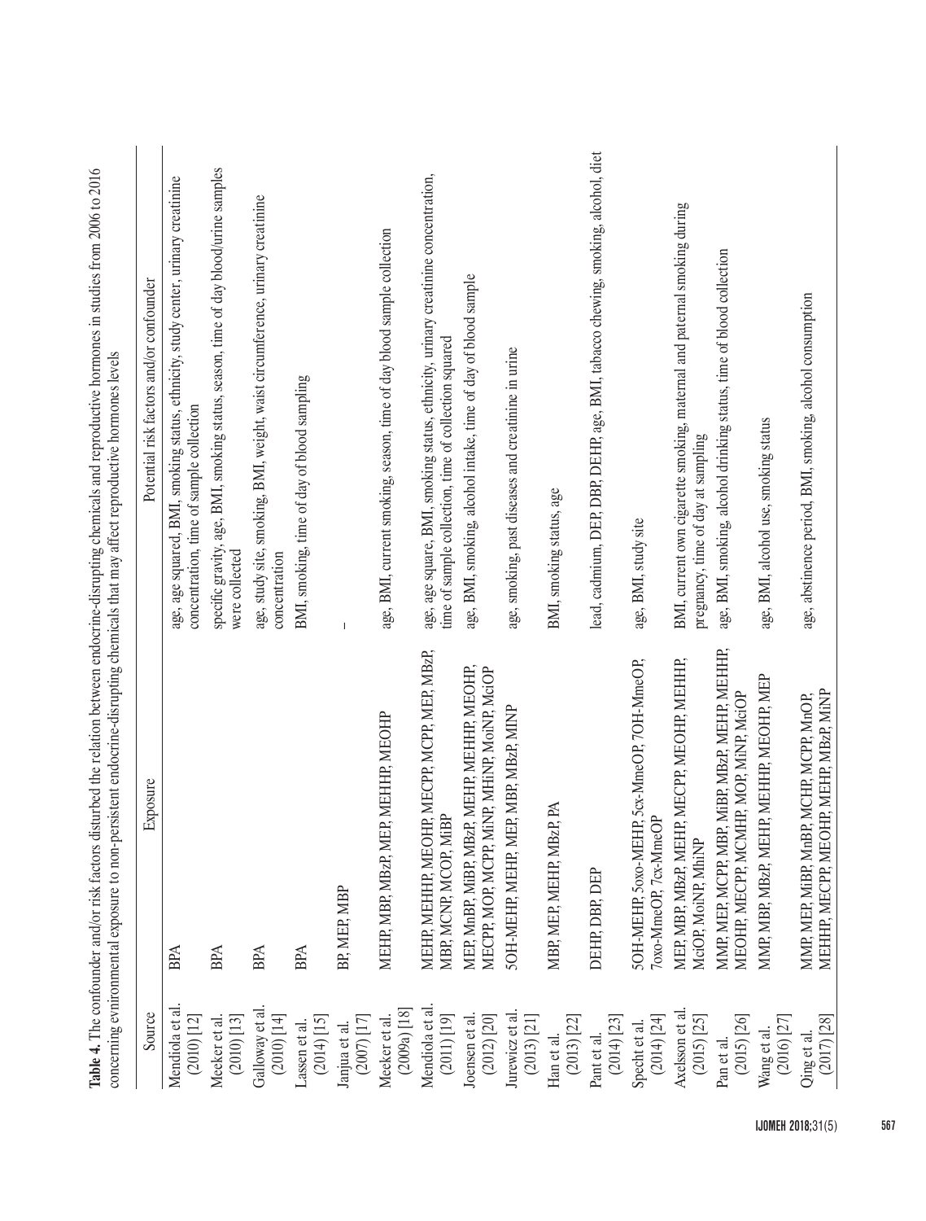**Table 4.** The confounder and/or risk factors disturbed the relation between endocrine-disrupting chemicals and reproductive hormones in studies from 2006 to 2016 concerning environmental exposure to non-persistent endocrine-disrupting chemicals that may affect reproductive hormones levels

| Source | Exposure | Potential risk factors and/or confounder |
|---|---|---|
| Mendiola et al. (2010) [12] | BPA | age, age squared, BMI, smoking status, ethnicity, study center, urinary creatinine concentration, time of sample collection |
| Meeker et al. (2010) [13] | BPA | specific gravity, age, BMI, smoking status, season, time of day blood/urine samples were collected |
| Galloway et al. (2010) [14] | BPA | age, study site, smoking, BMI, weight, waist circumference, urinary creatinine concentration |
| Lassen et al. (2014) [15] | BPA | BMI, smoking, time of day of blood sampling |
| Janjua et al. (2007) [17] | BP, MEP, MBP | – |
| Meeker et al. (2009a) [18] | MEHP, MBP, MBzP, MEP, MEHHP, MEOHP | age, BMI, current smoking, season, time of day blood sample collection |
| Mendiola et al. (2011) [19] | MEHP, MEHHP, MEOHP, MECPP, MCPP, MEP, MBzP, MBP, MCNP, MCOP, MiBP | age, age square, BMI, smoking status, ethnicity, urinary creatinine concentration, time of sample collection, time of collection squared |
| Joensen et al. (2012) [20] | MEP, MnBP, MiBP, MBzP, MEHP, MEHHP, MEOHP, MECPP, MOP, MCPP, MiNP, MHiNP, MoiNP, MciOP | age, BMI, smoking, alcohol intake, time of day of blood sample |
| Jurewicz et al. (2013) [21] | 5OH-MEHP, MEHP, MEP, MBP, MBzP, MINP | age, smoking, past diseases and creatinine in urine |
| Han et al. (2013) [22] | MBP, MEP, MEHP, MBzP, PA | BMI, smoking status, age |
| Pant et al. (2014) [23] | DEHP, DBP, DEP | lead, cadmium, DEP, DBP, DEHP, age, BMI, tabacco chewing, smoking, alcohol, diet |
| Specht et al. (2014) [24] | 5OH-MEHP, 5oxo-MEHP, 5cx-MmeOP, 7OH-MmeOP, 7oxo-MmeOP, 7cx-MmeOP | age, BMI, study site |
| Axelsson et al. (2015) [25] | MEP, MBP, MBzP, MEHP, MECPP, MEOHP, MEHHP, MciOP, MoiNP, MhiNP | BMI, current own cigarette smoking, maternal and paternal smoking during pregnancy, time of day at sampling |
| Pan et al. (2015) [26] | MMP, MEP, MCPP, MBP, MiBP, MBzP, MEHP, MEHHP, MEOHP, MECPP, MCMHP, MOP, MiNP, MciOP | age, BMI, smoking, alcohol drinking status, time of blood collection |
| Wang et al. (2016) [27] | MMP, MBP, MBzP, MEHP, MEHHP, MEOHP, MEP | age, BMI, alcohol use, smoking status |
| Qing et al. (2017) [28] | MMP, MEP, MiBP, MnBP, MCHP, MCPP, MnOP, MEHHP, MECPP, MEOHP, MEHP, MBzP, MiNP | age, abstinence period, BMI, smoking, alcohol consumption |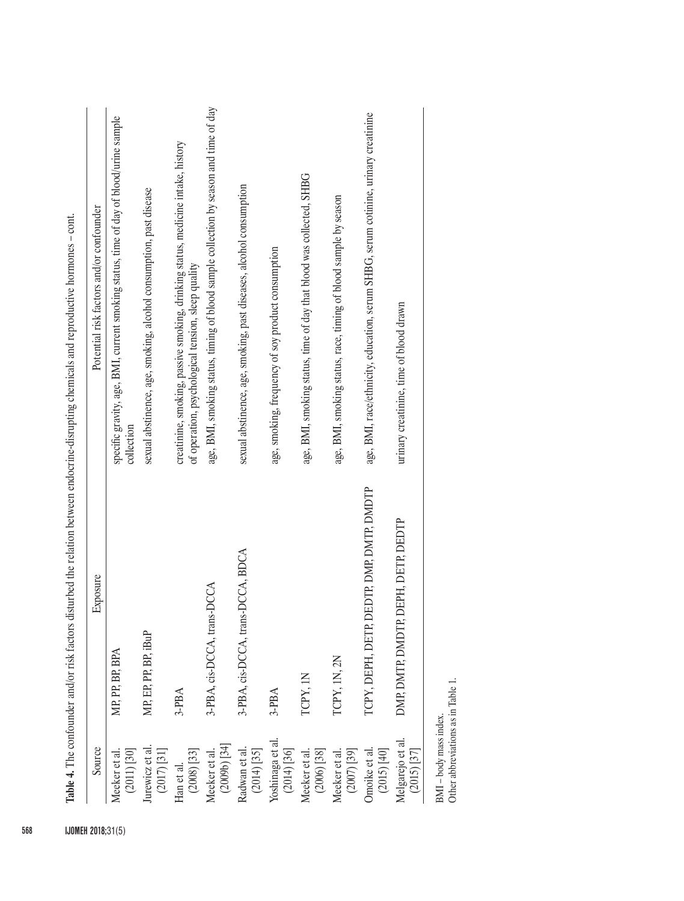**Table 4.** The confounder and/or risk factors disturbed the relation between endocrine-disrupting chemicals and reproductive hormones – cont.

| Source | Exposure | Potential risk factors and/or confounder |
|---|---|---|
| Meeker et al. (2011) [30] | MP, PP, BP, BPA | specific gravity, age, BMI, current smoking status, time of day of blood/urine sample collection |
| Jurewicz et al. (2017) [31] | MP, EP, PP, BP, iBuP | sexual abstinence, age, smoking, alcohol consumption, past disease |
| Han et al. (2008) [33] | 3-PBA | creatinine, smoking, passive smoking, drinking status, medicine intake, history of operation, psychological tension, sleep quality |
| Meeker et al. (2009b) [34] | 3-PBA, cis-DCCA, trans-DCCA | age, BMI, smoking status, timing of blood sample collection by season and time of day |
| Radwan et al. (2014) [35] | 3-PBA, cis-DCCA, trans-DCCA, BDCA | sexual abstinence, age, smoking, past diseases, alcohol consumption |
| Yoshinaga et al. (2014) [36] | 3-PBA | age, smoking, frequency of soy product consumption |
| Meeker et al. (2006) [38] | TCPY, 1N | age, BMI, smoking status, time of day that blood was collected, SHBG |
| Meeker et al. (2007) [39] | TCPY, 1N, 2N | age, BMI, smoking status, race, timing of blood sample by season |
| Omoike et al. (2015) [40] | TCPY, DEPH, DETP, DEDTP, DMP, DMTP, DMDTP | age, BMI, race/ethnicity, education, serum SHBG, serum cotinine, urinary creatinine |
| Melgarejo et al. (2015) [37] | DMP, DMTP, DMDTP, DEPH, DETP, DEDTP | urinary creatinine, time of blood drawn |

BMI – body mass index.
Other abbreviations as in Table 1.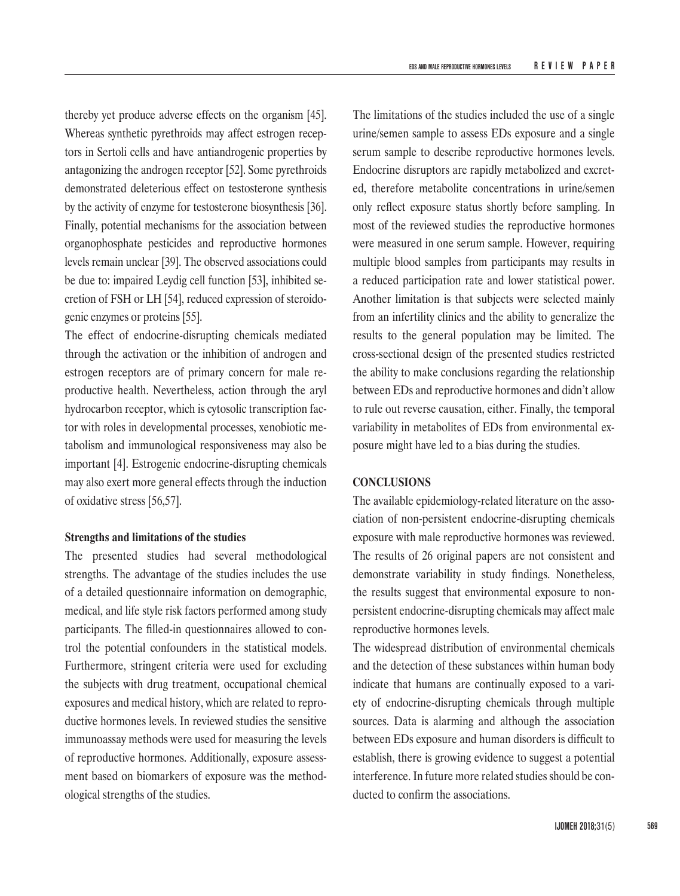thereby yet produce adverse effects on the organism [45]. Whereas synthetic pyrethroids may affect estrogen receptors in Sertoli cells and have antiandrogenic properties by antagonizing the androgen receptor [52]. Some pyrethroids demonstrated deleterious effect on testosterone synthesis by the activity of enzyme for testosterone biosynthesis [36]. Finally, potential mechanisms for the association between organophosphate pesticides and reproductive hormones levels remain unclear [39]. The observed associations could be due to: impaired Leydig cell function [53], inhibited secretion of FSH or LH [54], reduced expression of steroidogenic enzymes or proteins [55].

The effect of endocrine-disrupting chemicals mediated through the activation or the inhibition of androgen and estrogen receptors are of primary concern for male reproductive health. Nevertheless, action through the aryl hydrocarbon receptor, which is cytosolic transcription factor with roles in developmental processes, xenobiotic metabolism and immunological responsiveness may also be important [4]. Estrogenic endocrine-disrupting chemicals may also exert more general effects through the induction of oxidative stress [56,57].

### Strengths and limitations of the studies

The presented studies had several methodological strengths. The advantage of the studies includes the use of a detailed questionnaire information on demographic, medical, and life style risk factors performed among study participants. The filled-in questionnaires allowed to control the potential confounders in the statistical models. Furthermore, stringent criteria were used for excluding the subjects with drug treatment, occupational chemical exposures and medical history, which are related to reproductive hormones levels. In reviewed studies the sensitive immunoassay methods were used for measuring the levels of reproductive hormones. Additionally, exposure assessment based on biomarkers of exposure was the methodological strengths of the studies.

The limitations of the studies included the use of a single urine/semen sample to assess EDs exposure and a single serum sample to describe reproductive hormones levels. Endocrine disruptors are rapidly metabolized and excreted, therefore metabolite concentrations in urine/semen only reflect exposure status shortly before sampling. In most of the reviewed studies the reproductive hormones were measured in one serum sample. However, requiring multiple blood samples from participants may results in a reduced participation rate and lower statistical power. Another limitation is that subjects were selected mainly from an infertility clinics and the ability to generalize the results to the general population may be limited. The cross-sectional design of the presented studies restricted the ability to make conclusions regarding the relationship between EDs and reproductive hormones and didn't allow to rule out reverse causation, either. Finally, the temporal variability in metabolites of EDs from environmental exposure might have led to a bias during the studies.

## CONCLUSIONS

The available epidemiology-related literature on the association of non-persistent endocrine-disrupting chemicals exposure with male reproductive hormones was reviewed. The results of 26 original papers are not consistent and demonstrate variability in study findings. Nonetheless, the results suggest that environmental exposure to non-persistent endocrine-disrupting chemicals may affect male reproductive hormones levels.

The widespread distribution of environmental chemicals and the detection of these substances within human body indicate that humans are continually exposed to a variety of endocrine-disrupting chemicals through multiple sources. Data is alarming and although the association between EDs exposure and human disorders is difficult to establish, there is growing evidence to suggest a potential interference. In future more related studies should be conducted to confirm the associations.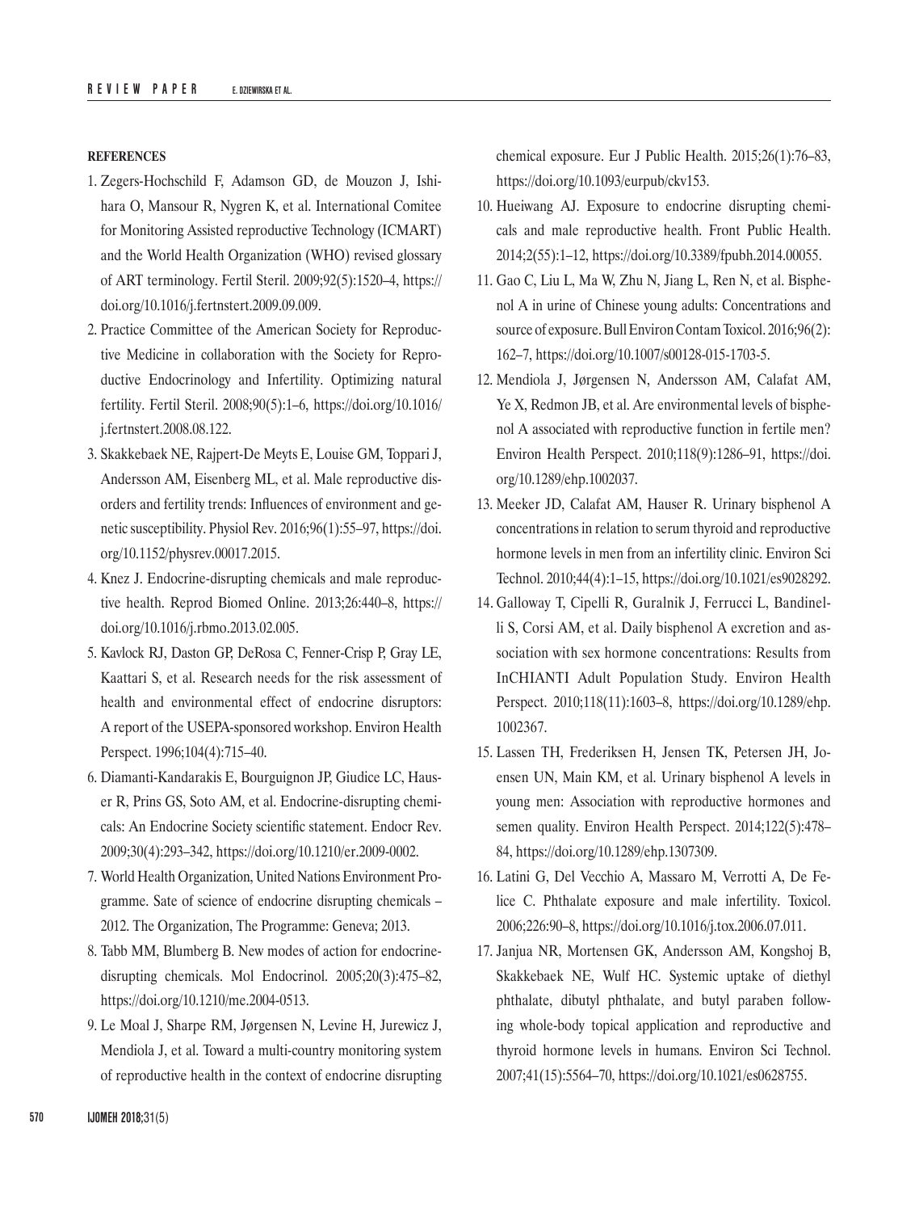**REFERENCES**

1. Zegers-Hochschild F, Adamson GD, de Mouzon J, Ishihara O, Mansour R, Nygren K, et al. International Comitee for Monitoring Assisted reproductive Technology (ICMART) and the World Health Organization (WHO) revised glossary of ART terminology. Fertil Steril. 2009;92(5):1520–4, https://doi.org/10.1016/j.fertnstert.2009.09.009.
2. Practice Committee of the American Society for Reproductive Medicine in collaboration with the Society for Reproductive Endocrinology and Infertility. Optimizing natural fertility. Fertil Steril. 2008;90(5):1–6, https://doi.org/10.1016/j.fertnstert.2008.08.122.
3. Skakkebaek NE, Rajpert-De Meyts E, Louise GM, Toppari J, Andersson AM, Eisenberg ML, et al. Male reproductive disorders and fertility trends: Influences of environment and genetic susceptibility. Physiol Rev. 2016;96(1):55–97, https://doi.org/10.1152/physrev.00017.2015.
4. Knez J. Endocrine-disrupting chemicals and male reproductive health. Reprod Biomed Online. 2013;26:440–8, https://doi.org/10.1016/j.rbmo.2013.02.005.
5. Kavlock RJ, Daston GP, DeRosa C, Fenner-Crisp P, Gray LE, Kaattari S, et al. Research needs for the risk assessment of health and environmental effect of endocrine disruptors: A report of the USEPA-sponsored workshop. Environ Health Perspect. 1996;104(4):715–40.
6. Diamanti-Kandarakis E, Bourguignon JP, Giudice LC, Hauser R, Prins GS, Soto AM, et al. Endocrine-disrupting chemicals: An Endocrine Society scientific statement. Endocr Rev. 2009;30(4):293–342, https://doi.org/10.1210/er.2009-0002.
7. World Health Organization, United Nations Environment Programme. Sate of science of endocrine disrupting chemicals – 2012. The Organization, The Programme: Geneva; 2013.
8. Tabb MM, Blumberg B. New modes of action for endocrine-disrupting chemicals. Mol Endocrinol. 2005;20(3):475–82, https://doi.org/10.1210/me.2004-0513.
9. Le Moal J, Sharpe RM, Jørgensen N, Levine H, Jurewicz J, Mendiola J, et al. Toward a multi-country monitoring system of reproductive health in the context of endocrine disrupting chemical exposure. Eur J Public Health. 2015;26(1):76–83, https://doi.org/10.1093/eurpub/ckv153.
10. Hueiwang AJ. Exposure to endocrine disrupting chemicals and male reproductive health. Front Public Health. 2014;2(55):1–12, https://doi.org/10.3389/fpubh.2014.00055.
11. Gao C, Liu L, Ma W, Zhu N, Jiang L, Ren N, et al. Bisphenol A in urine of Chinese young adults: Concentrations and source of exposure. Bull Environ Contam Toxicol. 2016;96(2): 162–7, https://doi.org/10.1007/s00128-015-1703-5.
12. Mendiola J, Jørgensen N, Andersson AM, Calafat AM, Ye X, Redmon JB, et al. Are environmental levels of bisphenol A associated with reproductive function in fertile men? Environ Health Perspect. 2010;118(9):1286–91, https://doi.org/10.1289/ehp.1002037.
13. Meeker JD, Calafat AM, Hauser R. Urinary bisphenol A concentrations in relation to serum thyroid and reproductive hormone levels in men from an infertility clinic. Environ Sci Technol. 2010;44(4):1–15, https://doi.org/10.1021/es9028292.
14. Galloway T, Cipelli R, Guralnik J, Ferrucci L, Bandinelli S, Corsi AM, et al. Daily bisphenol A excretion and association with sex hormone concentrations: Results from InCHIANTI Adult Population Study. Environ Health Perspect. 2010;118(11):1603–8, https://doi.org/10.1289/ehp.1002367.
15. Lassen TH, Frederiksen H, Jensen TK, Petersen JH, Joensen UN, Main KM, et al. Urinary bisphenol A levels in young men: Association with reproductive hormones and semen quality. Environ Health Perspect. 2014;122(5):478–84, https://doi.org/10.1289/ehp.1307309.
16. Latini G, Del Vecchio A, Massaro M, Verrotti A, De Felice C. Phthalate exposure and male infertility. Toxicol. 2006;226:90–8, https://doi.org/10.1016/j.tox.2006.07.011.
17. Janjua NR, Mortensen GK, Andersson AM, Kongshoj B, Skakkebaek NE, Wulf HC. Systemic uptake of diethyl phthalate, dibutyl phthalate, and butyl paraben following whole-body topical application and reproductive and thyroid hormone levels in humans. Environ Sci Technol. 2007;41(15):5564–70, https://doi.org/10.1021/es0628755.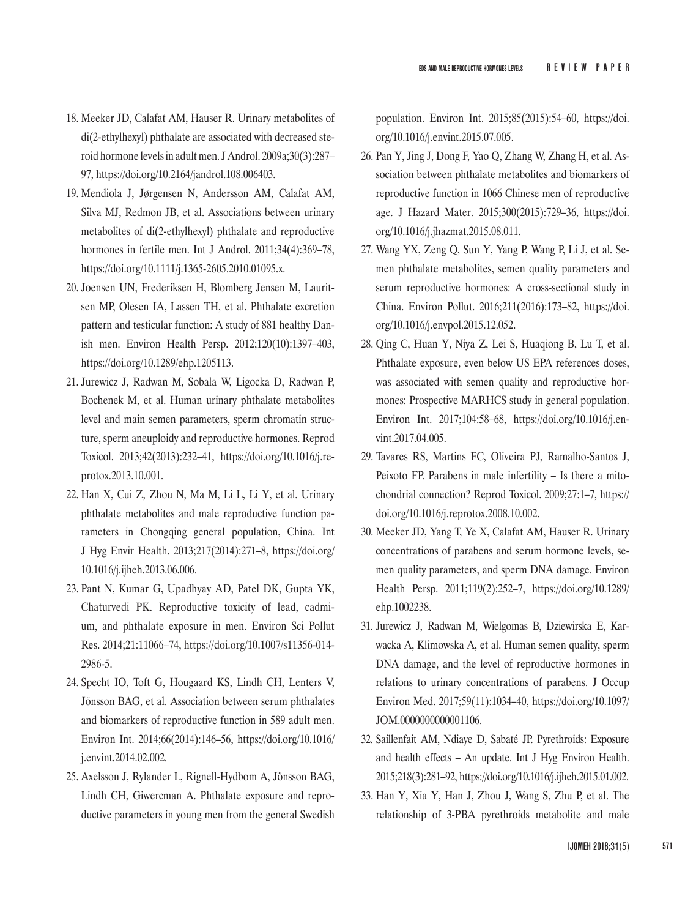18. Meeker JD, Calafat AM, Hauser R. Urinary metabolites of di(2-ethylhexyl) phthalate are associated with decreased steroid hormone levels in adult men. J Androl. 2009a;30(3):287–97, https://doi.org/10.2164/jandrol.108.006403.
19. Mendiola J, Jørgensen N, Andersson AM, Calafat AM, Silva MJ, Redmon JB, et al. Associations between urinary metabolites of di(2-ethylhexyl) phthalate and reproductive hormones in fertile men. Int J Androl. 2011;34(4):369–78, https://doi.org/10.1111/j.1365-2605.2010.01095.x.
20. Joensen UN, Frederiksen H, Blomberg Jensen M, Lauritsen MP, Olesen IA, Lassen TH, et al. Phthalate excretion pattern and testicular function: A study of 881 healthy Danish men. Environ Health Persp. 2012;120(10):1397–403, https://doi.org/10.1289/ehp.1205113.
21. Jurewicz J, Radwan M, Sobala W, Ligocka D, Radwan P, Bochenek M, et al. Human urinary phthalate metabolites level and main semen parameters, sperm chromatin structure, sperm aneuploidy and reproductive hormones. Reprod Toxicol. 2013;42(2013):232–41, https://doi.org/10.1016/j.reprotox.2013.10.001.
22. Han X, Cui Z, Zhou N, Ma M, Li L, Li Y, et al. Urinary phthalate metabolites and male reproductive function parameters in Chongqing general population, China. Int J Hyg Envir Health. 2013;217(2014):271–8, https://doi.org/10.1016/j.ijheh.2013.06.006.
23. Pant N, Kumar G, Upadhyay AD, Patel DK, Gupta YK, Chaturvedi PK. Reproductive toxicity of lead, cadmium, and phthalate exposure in men. Environ Sci Pollut Res. 2014;21:11066–74, https://doi.org/10.1007/s11356-014-2986-5.
24. Specht IO, Toft G, Hougaard KS, Lindh CH, Lenters V, Jönsson BAG, et al. Association between serum phthalates and biomarkers of reproductive function in 589 adult men. Environ Int. 2014;66(2014):146–56, https://doi.org/10.1016/j.envint.2014.02.002.
25. Axelsson J, Rylander L, Rignell-Hydbom A, Jönsson BAG, Lindh CH, Giwercman A. Phthalate exposure and reproductive parameters in young men from the general Swedish population. Environ Int. 2015;85(2015):54–60, https://doi.org/10.1016/j.envint.2015.07.005.
26. Pan Y, Jing J, Dong F, Yao Q, Zhang W, Zhang H, et al. Association between phthalate metabolites and biomarkers of reproductive function in 1066 Chinese men of reproductive age. J Hazard Mater. 2015;300(2015):729–36, https://doi.org/10.1016/j.jhazmat.2015.08.011.
27. Wang YX, Zeng Q, Sun Y, Yang P, Wang P, Li J, et al. Semen phthalate metabolites, semen quality parameters and serum reproductive hormones: A cross-sectional study in China. Environ Pollut. 2016;211(2016):173–82, https://doi.org/10.1016/j.envpol.2015.12.052.
28. Qing C, Huan Y, Niya Z, Lei S, Huaqiong B, Lu T, et al. Phthalate exposure, even below US EPA references doses, was associated with semen quality and reproductive hormones: Prospective MARHCS study in general population. Environ Int. 2017;104:58–68, https://doi.org/10.1016/j.envint.2017.04.005.
29. Tavares RS, Martins FC, Oliveira PJ, Ramalho-Santos J, Peixoto FP. Parabens in male infertility – Is there a mitochondrial connection? Reprod Toxicol. 2009;27:1–7, https://doi.org/10.1016/j.reprotox.2008.10.002.
30. Meeker JD, Yang T, Ye X, Calafat AM, Hauser R. Urinary concentrations of parabens and serum hormone levels, semen quality parameters, and sperm DNA damage. Environ Health Persp. 2011;119(2):252–7, https://doi.org/10.1289/ehp.1002238.
31. Jurewicz J, Radwan M, Wielgomas B, Dziewirska E, Karwacka A, Klimowska A, et al. Human semen quality, sperm DNA damage, and the level of reproductive hormones in relations to urinary concentrations of parabens. J Occup Environ Med. 2017;59(11):1034–40, https://doi.org/10.1097/JOM.0000000000001106.
32. Saillenfait AM, Ndiaye D, Sabaté JP. Pyrethroids: Exposure and health effects – An update. Int J Hyg Environ Health. 2015;218(3):281–92, https://doi.org/10.1016/j.ijheh.2015.01.002.
33. Han Y, Xia Y, Han J, Zhou J, Wang S, Zhu P, et al. The relationship of 3-PBA pyrethroids metabolite and male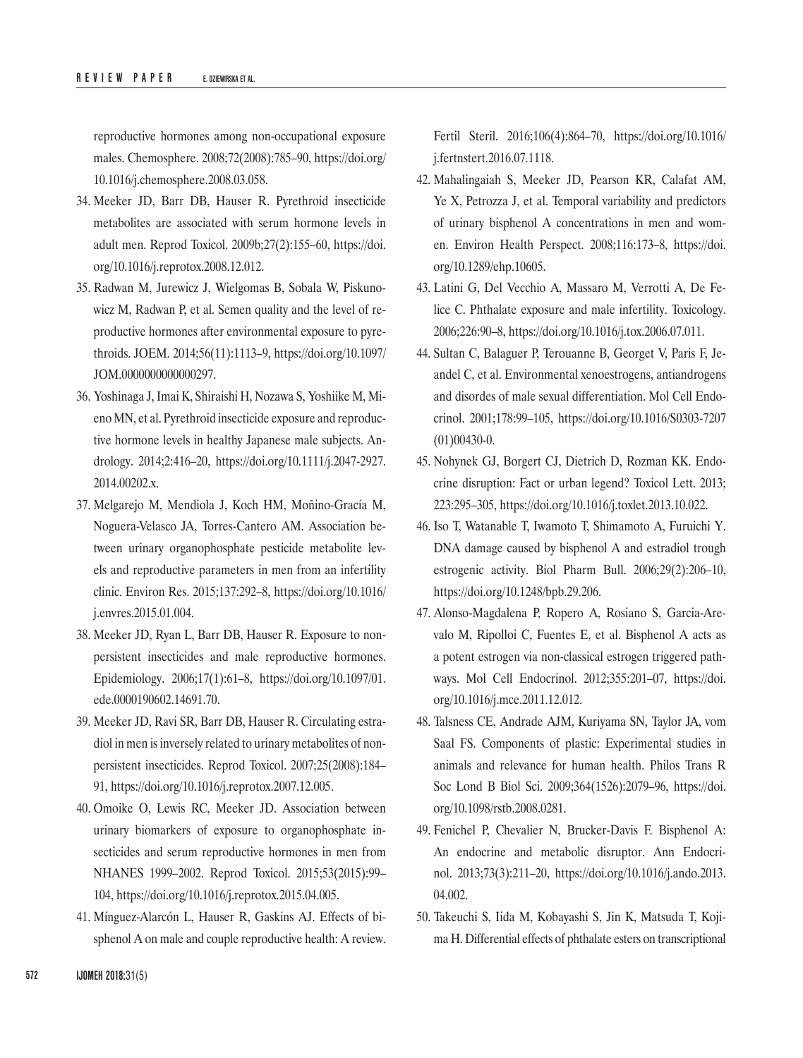reproductive hormones among non-occupational exposure males. Chemosphere. 2008;72(2008):785–90, https://doi.org/10.1016/j.chemosphere.2008.03.058.

34. Meeker JD, Barr DB, Hauser R. Pyrethroid insecticide metabolites are associated with serum hormone levels in adult men. Reprod Toxicol. 2009b;27(2):155–60, https://doi.org/10.1016/j.reprotox.2008.12.012.
35. Radwan M, Jurewicz J, Wielgomas B, Sobala W, Piskunowicz M, Radwan P, et al. Semen quality and the level of reproductive hormones after environmental exposure to pyrethroids. JOEM. 2014;56(11):1113–9, https://doi.org/10.1097/JOM.0000000000000297.
36. Yoshinaga J, Imai K, Shiraishi H, Nozawa S, Yoshiike M, Mieno MN, et al. Pyrethroid insecticide exposure and reproductive hormone levels in healthy Japanese male subjects. Andrology. 2014;2:416–20, https://doi.org/10.1111/j.2047-2927.2014.00202.x.
37. Melgarejo M, Mendiola J, Koch HM, Moñino-Gracía M, Noguera-Velasco JA, Torres-Cantero AM. Association between urinary organophosphate pesticide metabolite levels and reproductive parameters in men from an infertility clinic. Environ Res. 2015;137:292–8, https://doi.org/10.1016/j.envres.2015.01.004.
38. Meeker JD, Ryan L, Barr DB, Hauser R. Exposure to nonpersistent insecticides and male reproductive hormones. Epidemiology. 2006;17(1):61–8, https://doi.org/10.1097/01.ede.0000190602.14691.70.
39. Meeker JD, Ravi SR, Barr DB, Hauser R. Circulating estradiol in men is inversely related to urinary metabolites of nonpersistent insecticides. Reprod Toxicol. 2007;25(2008):184–91, https://doi.org/10.1016/j.reprotox.2007.12.005.
40. Omoike O, Lewis RC, Meeker JD. Association between urinary biomarkers of exposure to organophosphate insecticides and serum reproductive hormones in men from NHANES 1999–2002. Reprod Toxicol. 2015;53(2015):99–104, https://doi.org/10.1016/j.reprotox.2015.04.005.
41. Mínguez-Alarcón L, Hauser R, Gaskins AJ. Effects of bisphenol A on male and couple reproductive health: A review. Fertil Steril. 2016;106(4):864–70, https://doi.org/10.1016/j.fertnstert.2016.07.1118.
42. Mahalingaiah S, Meeker JD, Pearson KR, Calafat AM, Ye X, Petrozza J, et al. Temporal variability and predictors of urinary bisphenol A concentrations in men and women. Environ Health Perspect. 2008;116:173–8, https://doi.org/10.1289/ehp.10605.
43. Latini G, Del Vecchio A, Massaro M, Verrotti A, De Felice C. Phthalate exposure and male infertility. Toxicology. 2006;226:90–8, https://doi.org/10.1016/j.tox.2006.07.011.
44. Sultan C, Balaguer P, Terouanne B, Georget V, Paris F, Jeandel C, et al. Environmental xenoestrogens, antiandrogens and disordes of male sexual differentiation. Mol Cell Endocrinol. 2001;178:99–105, https://doi.org/10.1016/S0303-7207(01)00430-0.
45. Nohynek GJ, Borgert CJ, Dietrich D, Rozman KK. Endocrine disruption: Fact or urban legend? Toxicol Lett. 2013;223:295–305, https://doi.org/10.1016/j.toxlet.2013.10.022.
46. Iso T, Watanable T, Iwamoto T, Shimamoto A, Furuichi Y. DNA damage caused by bisphenol A and estradiol trough estrogenic activity. Biol Pharm Bull. 2006;29(2):206–10, https://doi.org/10.1248/bpb.29.206.
47. Alonso-Magdalena P, Ropero A, Rosiano S, Garcia-Arevalo M, Ripolloi C, Fuentes E, et al. Bisphenol A acts as a potent estrogen via non-classical estrogen triggered pathways. Mol Cell Endocrinol. 2012;355:201–07, https://doi.org/10.1016/j.mce.2011.12.012.
48. Talsness CE, Andrade AJM, Kuriyama SN, Taylor JA, vom Saal FS. Components of plastic: Experimental studies in animals and relevance for human health. Philos Trans R Soc Lond B Biol Sci. 2009;364(1526):2079–96, https://doi.org/10.1098/rstb.2008.0281.
49. Fenichel P, Chevalier N, Brucker-Davis F. Bisphenol A: An endocrine and metabolic disruptor. Ann Endocrinol. 2013;73(3):211–20, https://doi.org/10.1016/j.ando.2013.04.002.
50. Takeuchi S, Iida M, Kobayashi S, Jin K, Matsuda T, Kojima H. Differential effects of phthalate esters on transcriptional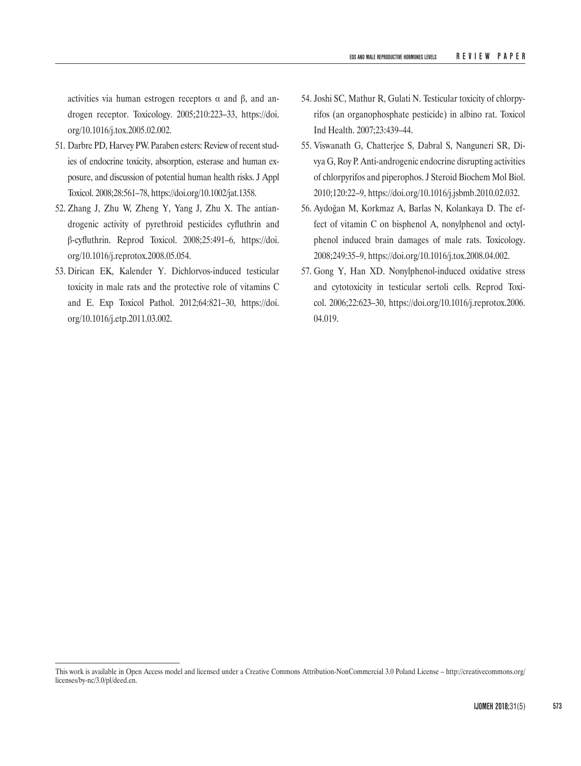activities via human estrogen receptors α and β, and androgen receptor. Toxicology. 2005;210:223–33, https://doi.org/10.1016/j.tox.2005.02.002.

51. Darbre PD, Harvey PW. Paraben esters: Review of recent studies of endocrine toxicity, absorption, esterase and human exposure, and discussion of potential human health risks. J Appl Toxicol. 2008;28:561–78, https://doi.org/10.1002/jat.1358.
52. Zhang J, Zhu W, Zheng Y, Yang J, Zhu X. The antiandrogenic activity of pyrethroid pesticides cyfluthrin and β-cyfluthrin. Reprod Toxicol. 2008;25:491–6, https://doi.org/10.1016/j.reprotox.2008.05.054.
53. Dirican EK, Kalender Y. Dichlorvos-induced testicular toxicity in male rats and the protective role of vitamins C and E. Exp Toxicol Pathol. 2012;64:821–30, https://doi.org/10.1016/j.etp.2011.03.002.
54. Joshi SC, Mathur R, Gulati N. Testicular toxicity of chlorpyrifos (an organophosphate pesticide) in albino rat. Toxicol Ind Health. 2007;23:439–44.
55. Viswanath G, Chatterjee S, Dabral S, Nanguneri SR, Divya G, Roy P. Anti-androgenic endocrine disrupting activities of chlorpyrifos and piperophos. J Steroid Biochem Mol Biol. 2010;120:22–9, https://doi.org/10.1016/j.jsbmb.2010.02.032.
56. Aydoğan M, Korkmaz A, Barlas N, Kolankaya D. The effect of vitamin C on bisphenol A, nonylphenol and octylphenol induced brain damages of male rats. Toxicology. 2008;249:35–9, https://doi.org/10.1016/j.tox.2008.04.002.
57. Gong Y, Han XD. Nonylphenol-induced oxidative stress and cytotoxicity in testicular sertoli cells. Reprod Toxicol. 2006;22:623–30, https://doi.org/10.1016/j.reprotox.2006.04.019.

This work is available in Open Access model and licensed under a Creative Commons Attribution-NonCommercial 3.0 Poland License – http://creativecommons.org/licenses/by-nc/3.0/pl/deed.en.